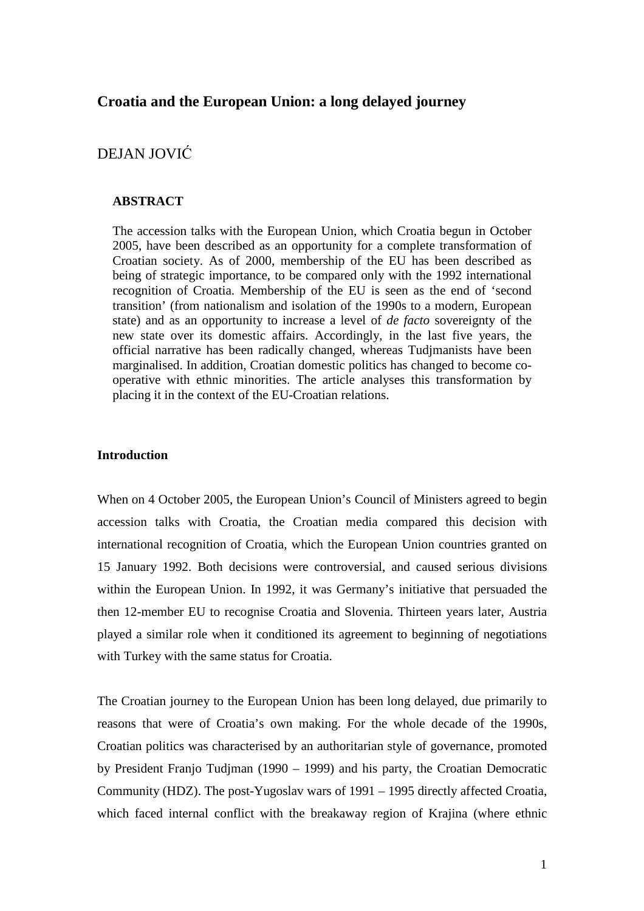# Croatia and the European Union: a long delayed journey

DEJAN JOVIĆ

**ABSTRACT**

The accession talks with the European Union, which Croatia begun in October 2005, have been described as an opportunity for a complete transformation of Croatian society. As of 2000, membership of the EU has been described as being of strategic importance, to be compared only with the 1992 international recognition of Croatia. Membership of the EU is seen as the end of 'second transition' (from nationalism and isolation of the 1990s to a modern, European state) and as an opportunity to increase a level of *de facto* sovereignty of the new state over its domestic affairs. Accordingly, in the last five years, the official narrative has been radically changed, whereas Tudjmanists have been marginalised. In addition, Croatian domestic politics has changed to become co-operative with ethnic minorities. The article analyses this transformation by placing it in the context of the EU-Croatian relations.

## Introduction

When on 4 October 2005, the European Union's Council of Ministers agreed to begin accession talks with Croatia, the Croatian media compared this decision with international recognition of Croatia, which the European Union countries granted on 15 January 1992. Both decisions were controversial, and caused serious divisions within the European Union. In 1992, it was Germany's initiative that persuaded the then 12-member EU to recognise Croatia and Slovenia. Thirteen years later, Austria played a similar role when it conditioned its agreement to beginning of negotiations with Turkey with the same status for Croatia.

The Croatian journey to the European Union has been long delayed, due primarily to reasons that were of Croatia's own making. For the whole decade of the 1990s, Croatian politics was characterised by an authoritarian style of governance, promoted by President Franjo Tudjman (1990 – 1999) and his party, the Croatian Democratic Community (HDZ). The post-Yugoslav wars of 1991 – 1995 directly affected Croatia, which faced internal conflict with the breakaway region of Krajina (where ethnic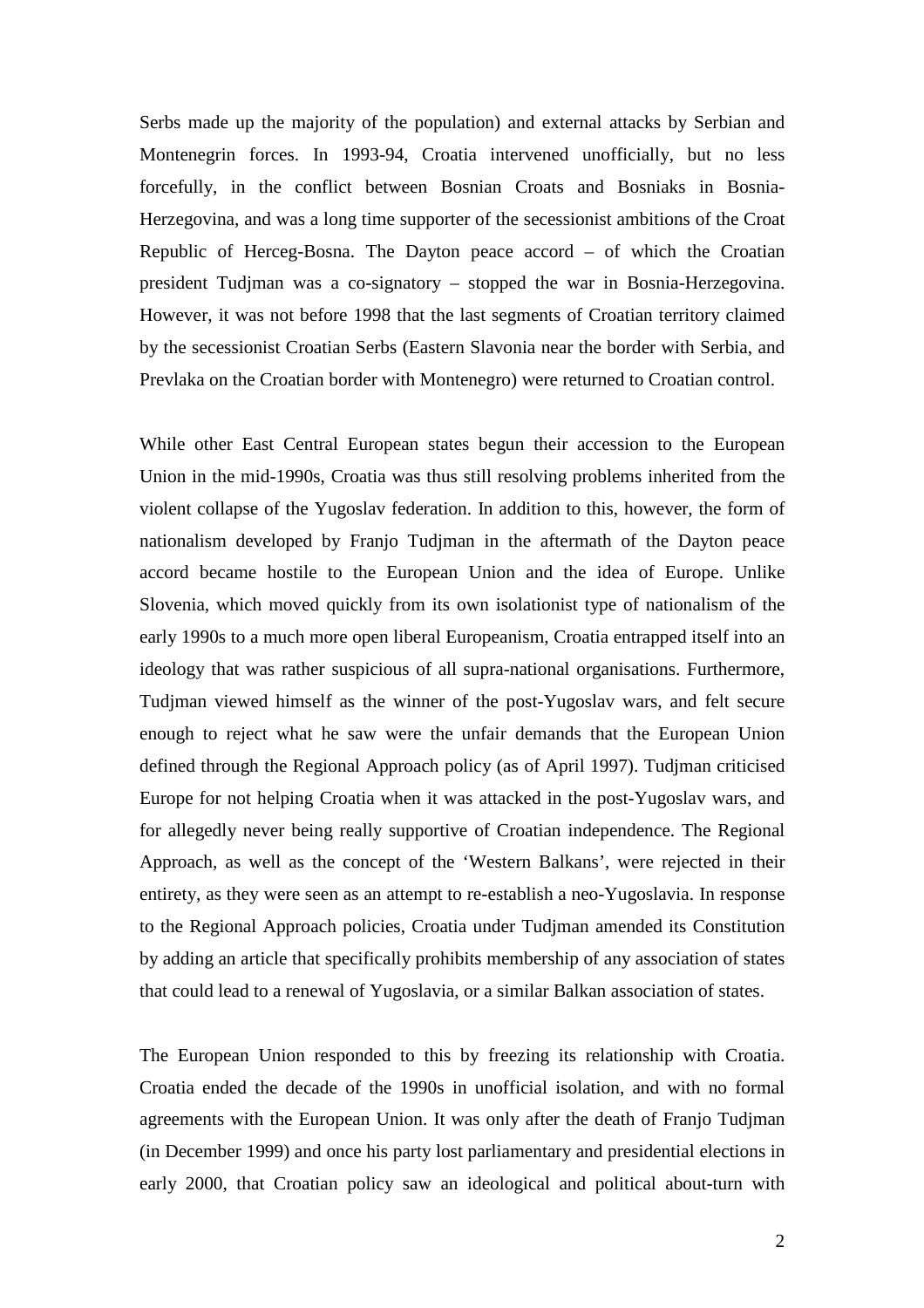Serbs made up the majority of the population) and external attacks by Serbian and Montenegrin forces. In 1993-94, Croatia intervened unofficially, but no less forcefully, in the conflict between Bosnian Croats and Bosniaks in Bosnia-Herzegovina, and was a long time supporter of the secessionist ambitions of the Croat Republic of Herceg-Bosna. The Dayton peace accord – of which the Croatian president Tudjman was a co-signatory – stopped the war in Bosnia-Herzegovina. However, it was not before 1998 that the last segments of Croatian territory claimed by the secessionist Croatian Serbs (Eastern Slavonia near the border with Serbia, and Prevlaka on the Croatian border with Montenegro) were returned to Croatian control.

While other East Central European states begun their accession to the European Union in the mid-1990s, Croatia was thus still resolving problems inherited from the violent collapse of the Yugoslav federation. In addition to this, however, the form of nationalism developed by Franjo Tudjman in the aftermath of the Dayton peace accord became hostile to the European Union and the idea of Europe. Unlike Slovenia, which moved quickly from its own isolationist type of nationalism of the early 1990s to a much more open liberal Europeanism, Croatia entrapped itself into an ideology that was rather suspicious of all supra-national organisations. Furthermore, Tudjman viewed himself as the winner of the post-Yugoslav wars, and felt secure enough to reject what he saw were the unfair demands that the European Union defined through the Regional Approach policy (as of April 1997). Tudjman criticised Europe for not helping Croatia when it was attacked in the post-Yugoslav wars, and for allegedly never being really supportive of Croatian independence. The Regional Approach, as well as the concept of the 'Western Balkans', were rejected in their entirety, as they were seen as an attempt to re-establish a neo-Yugoslavia. In response to the Regional Approach policies, Croatia under Tudjman amended its Constitution by adding an article that specifically prohibits membership of any association of states that could lead to a renewal of Yugoslavia, or a similar Balkan association of states.

The European Union responded to this by freezing its relationship with Croatia. Croatia ended the decade of the 1990s in unofficial isolation, and with no formal agreements with the European Union. It was only after the death of Franjo Tudjman (in December 1999) and once his party lost parliamentary and presidential elections in early 2000, that Croatian policy saw an ideological and political about-turn with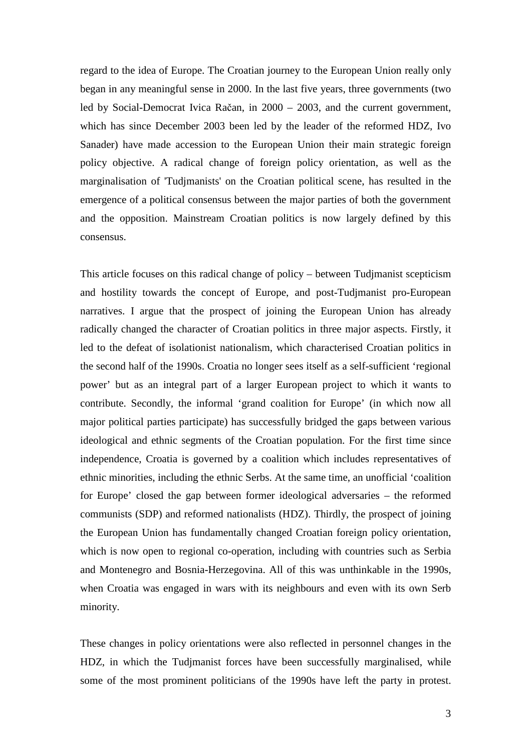regard to the idea of Europe. The Croatian journey to the European Union really only began in any meaningful sense in 2000. In the last five years, three governments (two led by Social-Democrat Ivica Račan, in 2000 – 2003, and the current government, which has since December 2003 been led by the leader of the reformed HDZ, Ivo Sanader) have made accession to the European Union their main strategic foreign policy objective. A radical change of foreign policy orientation, as well as the marginalisation of 'Tudjmanists' on the Croatian political scene, has resulted in the emergence of a political consensus between the major parties of both the government and the opposition. Mainstream Croatian politics is now largely defined by this consensus.

This article focuses on this radical change of policy – between Tudjmanist scepticism and hostility towards the concept of Europe, and post-Tudjmanist pro-European narratives. I argue that the prospect of joining the European Union has already radically changed the character of Croatian politics in three major aspects. Firstly, it led to the defeat of isolationist nationalism, which characterised Croatian politics in the second half of the 1990s. Croatia no longer sees itself as a self-sufficient 'regional power' but as an integral part of a larger European project to which it wants to contribute. Secondly, the informal 'grand coalition for Europe' (in which now all major political parties participate) has successfully bridged the gaps between various ideological and ethnic segments of the Croatian population. For the first time since independence, Croatia is governed by a coalition which includes representatives of ethnic minorities, including the ethnic Serbs. At the same time, an unofficial 'coalition for Europe' closed the gap between former ideological adversaries – the reformed communists (SDP) and reformed nationalists (HDZ). Thirdly, the prospect of joining the European Union has fundamentally changed Croatian foreign policy orientation, which is now open to regional co-operation, including with countries such as Serbia and Montenegro and Bosnia-Herzegovina. All of this was unthinkable in the 1990s, when Croatia was engaged in wars with its neighbours and even with its own Serb minority.

These changes in policy orientations were also reflected in personnel changes in the HDZ, in which the Tudjmanist forces have been successfully marginalised, while some of the most prominent politicians of the 1990s have left the party in protest.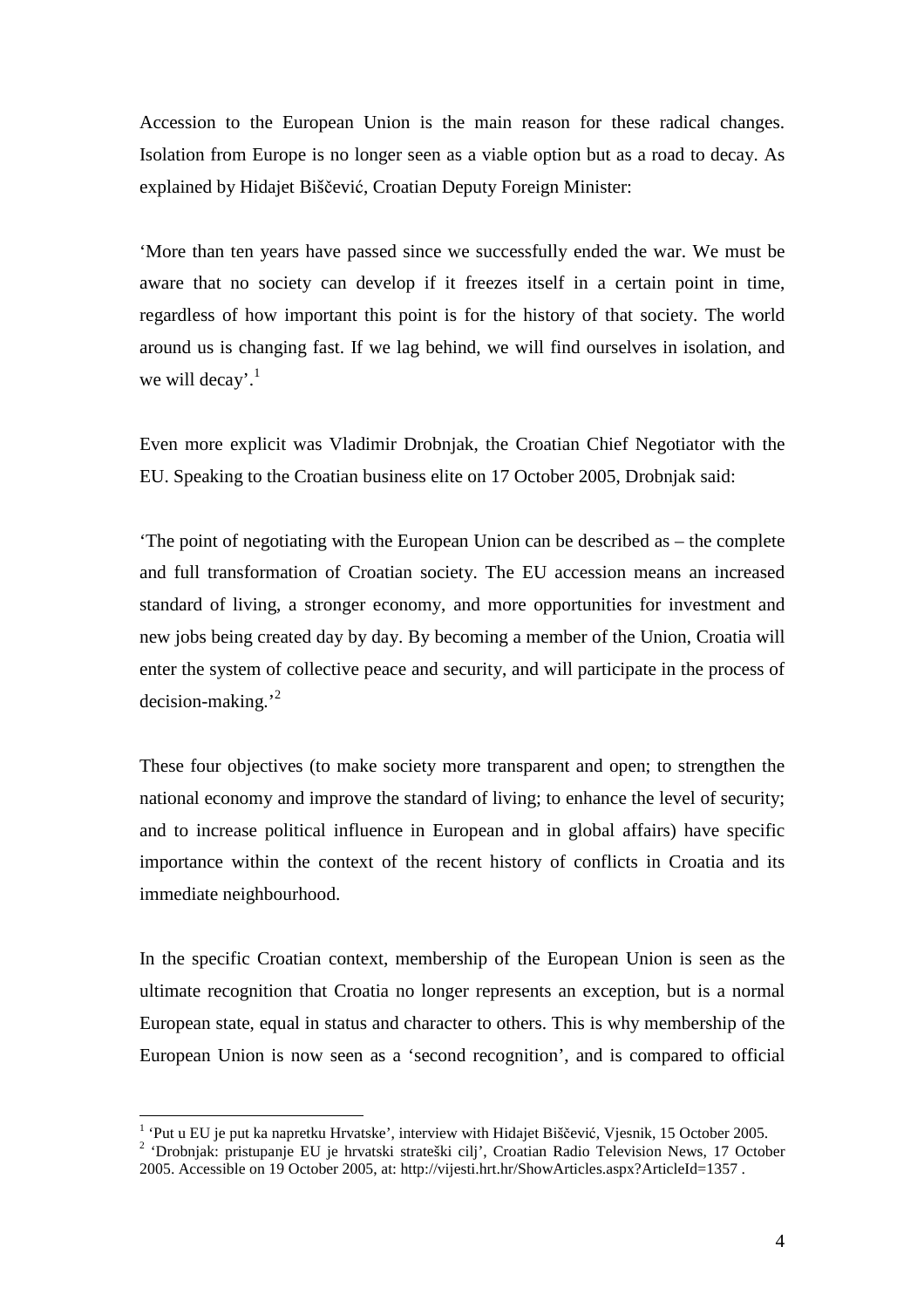Accession to the European Union is the main reason for these radical changes. Isolation from Europe is no longer seen as a viable option but as a road to decay. As explained by Hidajet Biščević, Croatian Deputy Foreign Minister:

'More than ten years have passed since we successfully ended the war. We must be aware that no society can develop if it freezes itself in a certain point in time, regardless of how important this point is for the history of that society. The world around us is changing fast. If we lag behind, we will find ourselves in isolation, and we will decay'.[1]

Even more explicit was Vladimir Drobnjak, the Croatian Chief Negotiator with the EU. Speaking to the Croatian business elite on 17 October 2005, Drobnjak said:

'The point of negotiating with the European Union can be described as – the complete and full transformation of Croatian society. The EU accession means an increased standard of living, a stronger economy, and more opportunities for investment and new jobs being created day by day. By becoming a member of the Union, Croatia will enter the system of collective peace and security, and will participate in the process of decision-making.'[2]

These four objectives (to make society more transparent and open; to strengthen the national economy and improve the standard of living; to enhance the level of security; and to increase political influence in European and in global affairs) have specific importance within the context of the recent history of conflicts in Croatia and its immediate neighbourhood.

In the specific Croatian context, membership of the European Union is seen as the ultimate recognition that Croatia no longer represents an exception, but is a normal European state, equal in status and character to others. This is why membership of the European Union is now seen as a 'second recognition', and is compared to official

---

[1] 'Put u EU je put ka napretku Hrvatske', interview with Hidajet Biščević, Vjesnik, 15 October 2005.

[2] 'Drobnjak: pristupanje EU je hrvatski strateški cilj', Croatian Radio Television News, 17 October 2005. Accessible on 19 October 2005, at: http://vijesti.hrt.hr/ShowArticles.aspx?ArticleId=1357 .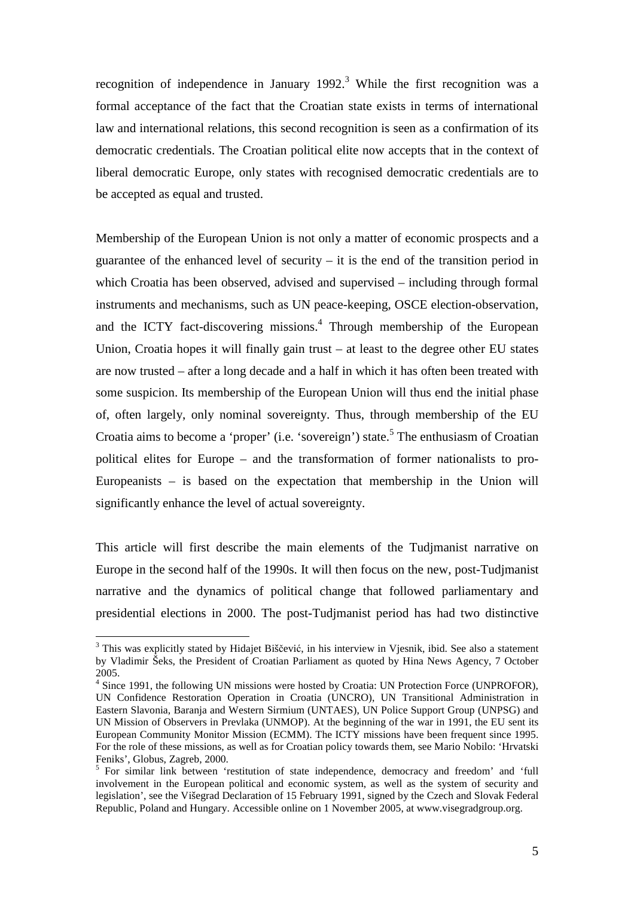recognition of independence in January 1992.[3] While the first recognition was a formal acceptance of the fact that the Croatian state exists in terms of international law and international relations, this second recognition is seen as a confirmation of its democratic credentials. The Croatian political elite now accepts that in the context of liberal democratic Europe, only states with recognised democratic credentials are to be accepted as equal and trusted.

Membership of the European Union is not only a matter of economic prospects and a guarantee of the enhanced level of security – it is the end of the transition period in which Croatia has been observed, advised and supervised – including through formal instruments and mechanisms, such as UN peace-keeping, OSCE election-observation, and the ICTY fact-discovering missions.[4] Through membership of the European Union, Croatia hopes it will finally gain trust – at least to the degree other EU states are now trusted – after a long decade and a half in which it has often been treated with some suspicion. Its membership of the European Union will thus end the initial phase of, often largely, only nominal sovereignty. Thus, through membership of the EU Croatia aims to become a 'proper' (i.e. 'sovereign') state.[5] The enthusiasm of Croatian political elites for Europe – and the transformation of former nationalists to pro-Europeanists – is based on the expectation that membership in the Union will significantly enhance the level of actual sovereignty.

This article will first describe the main elements of the Tudjmanist narrative on Europe in the second half of the 1990s. It will then focus on the new, post-Tudjmanist narrative and the dynamics of political change that followed parliamentary and presidential elections in 2000. The post-Tudjmanist period has had two distinctive

---

[3] This was explicitly stated by Hidajet Biščević, in his interview in Vjesnik, ibid. See also a statement by Vladimir Šeks, the President of Croatian Parliament as quoted by Hina News Agency, 7 October 2005.

[4] Since 1991, the following UN missions were hosted by Croatia: UN Protection Force (UNPROFOR), UN Confidence Restoration Operation in Croatia (UNCRO), UN Transitional Administration in Eastern Slavonia, Baranja and Western Sirmium (UNTAES), UN Police Support Group (UNPSG) and UN Mission of Observers in Prevlaka (UNMOP). At the beginning of the war in 1991, the EU sent its European Community Monitor Mission (ECMM). The ICTY missions have been frequent since 1995. For the role of these missions, as well as for Croatian policy towards them, see Mario Nobilo: 'Hrvatski Feniks', Globus, Zagreb, 2000.

[5] For similar link between 'restitution of state independence, democracy and freedom' and 'full involvement in the European political and economic system, as well as the system of security and legislation', see the Višegrad Declaration of 15 February 1991, signed by the Czech and Slovak Federal Republic, Poland and Hungary. Accessible online on 1 November 2005, at www.visegradgroup.org.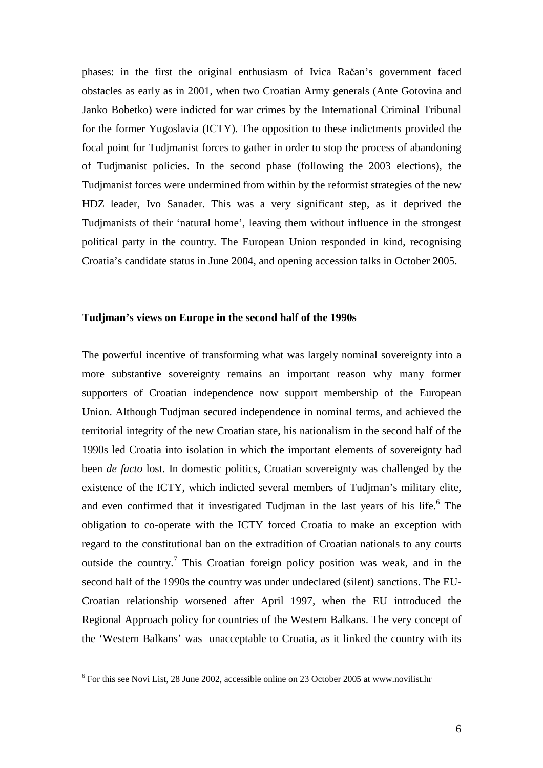phases: in the first the original enthusiasm of Ivica Račan's government faced obstacles as early as in 2001, when two Croatian Army generals (Ante Gotovina and Janko Bobetko) were indicted for war crimes by the International Criminal Tribunal for the former Yugoslavia (ICTY). The opposition to these indictments provided the focal point for Tudjmanist forces to gather in order to stop the process of abandoning of Tudjmanist policies. In the second phase (following the 2003 elections), the Tudjmanist forces were undermined from within by the reformist strategies of the new HDZ leader, Ivo Sanader. This was a very significant step, as it deprived the Tudjmanists of their 'natural home', leaving them without influence in the strongest political party in the country. The European Union responded in kind, recognising Croatia's candidate status in June 2004, and opening accession talks in October 2005.

**Tudjman's views on Europe in the second half of the 1990s**

The powerful incentive of transforming what was largely nominal sovereignty into a more substantive sovereignty remains an important reason why many former supporters of Croatian independence now support membership of the European Union. Although Tudjman secured independence in nominal terms, and achieved the territorial integrity of the new Croatian state, his nationalism in the second half of the 1990s led Croatia into isolation in which the important elements of sovereignty had been *de facto* lost. In domestic politics, Croatian sovereignty was challenged by the existence of the ICTY, which indicted several members of Tudjman's military elite, and even confirmed that it investigated Tudjman in the last years of his life.[6] The obligation to co-operate with the ICTY forced Croatia to make an exception with regard to the constitutional ban on the extradition of Croatian nationals to any courts outside the country.[7] This Croatian foreign policy position was weak, and in the second half of the 1990s the country was under undeclared (silent) sanctions. The EU-Croatian relationship worsened after April 1997, when the EU introduced the Regional Approach policy for countries of the Western Balkans. The very concept of the 'Western Balkans' was unacceptable to Croatia, as it linked the country with its

---

[6] For this see Novi List, 28 June 2002, accessible online on 23 October 2005 at www.novilist.hr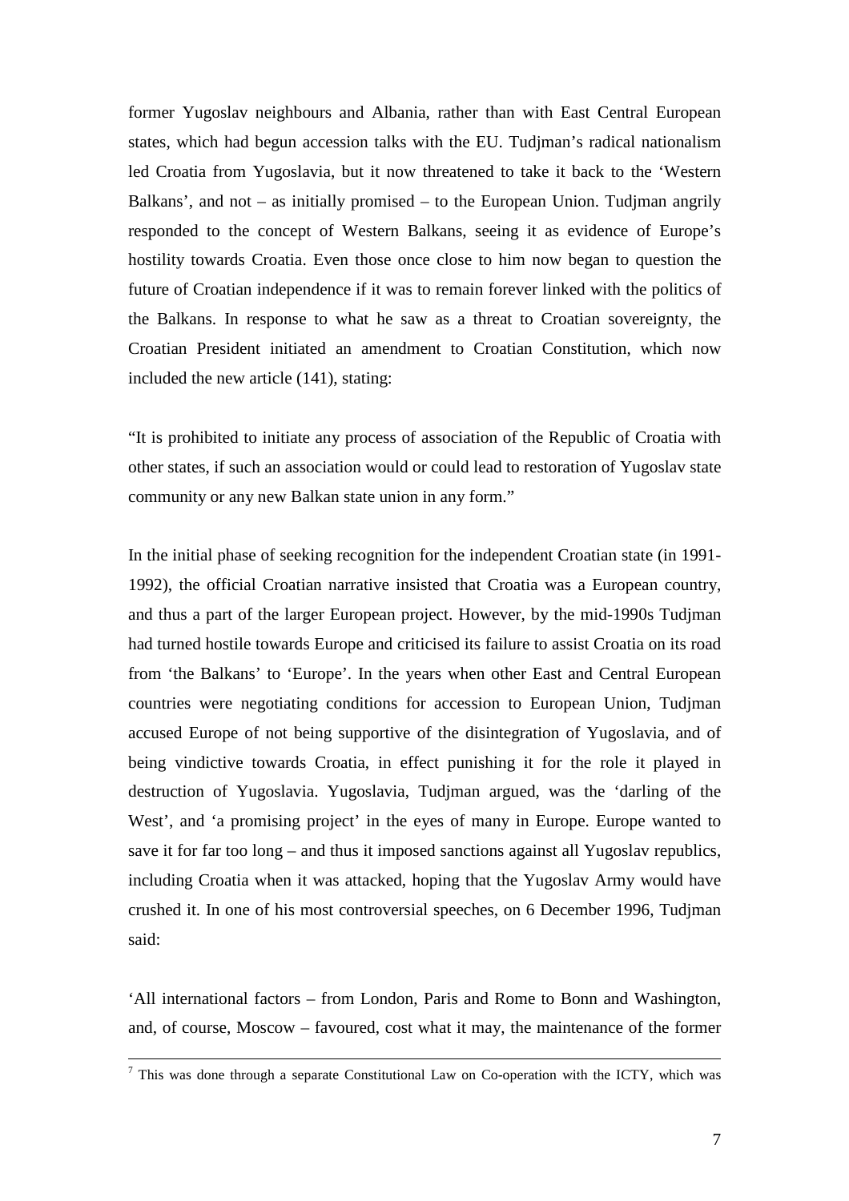former Yugoslav neighbours and Albania, rather than with East Central European states, which had begun accession talks with the EU. Tudjman's radical nationalism led Croatia from Yugoslavia, but it now threatened to take it back to the 'Western Balkans', and not – as initially promised – to the European Union. Tudjman angrily responded to the concept of Western Balkans, seeing it as evidence of Europe's hostility towards Croatia. Even those once close to him now began to question the future of Croatian independence if it was to remain forever linked with the politics of the Balkans. In response to what he saw as a threat to Croatian sovereignty, the Croatian President initiated an amendment to Croatian Constitution, which now included the new article (141), stating:

"It is prohibited to initiate any process of association of the Republic of Croatia with other states, if such an association would or could lead to restoration of Yugoslav state community or any new Balkan state union in any form."

In the initial phase of seeking recognition for the independent Croatian state (in 1991-1992), the official Croatian narrative insisted that Croatia was a European country, and thus a part of the larger European project. However, by the mid-1990s Tudjman had turned hostile towards Europe and criticised its failure to assist Croatia on its road from 'the Balkans' to 'Europe'. In the years when other East and Central European countries were negotiating conditions for accession to European Union, Tudjman accused Europe of not being supportive of the disintegration of Yugoslavia, and of being vindictive towards Croatia, in effect punishing it for the role it played in destruction of Yugoslavia. Yugoslavia, Tudjman argued, was the 'darling of the West', and 'a promising project' in the eyes of many in Europe. Europe wanted to save it for far too long – and thus it imposed sanctions against all Yugoslav republics, including Croatia when it was attacked, hoping that the Yugoslav Army would have crushed it. In one of his most controversial speeches, on 6 December 1996, Tudjman said:

'All international factors – from London, Paris and Rome to Bonn and Washington, and, of course, Moscow – favoured, cost what it may, the maintenance of the former

---

[7] This was done through a separate Constitutional Law on Co-operation with the ICTY, which was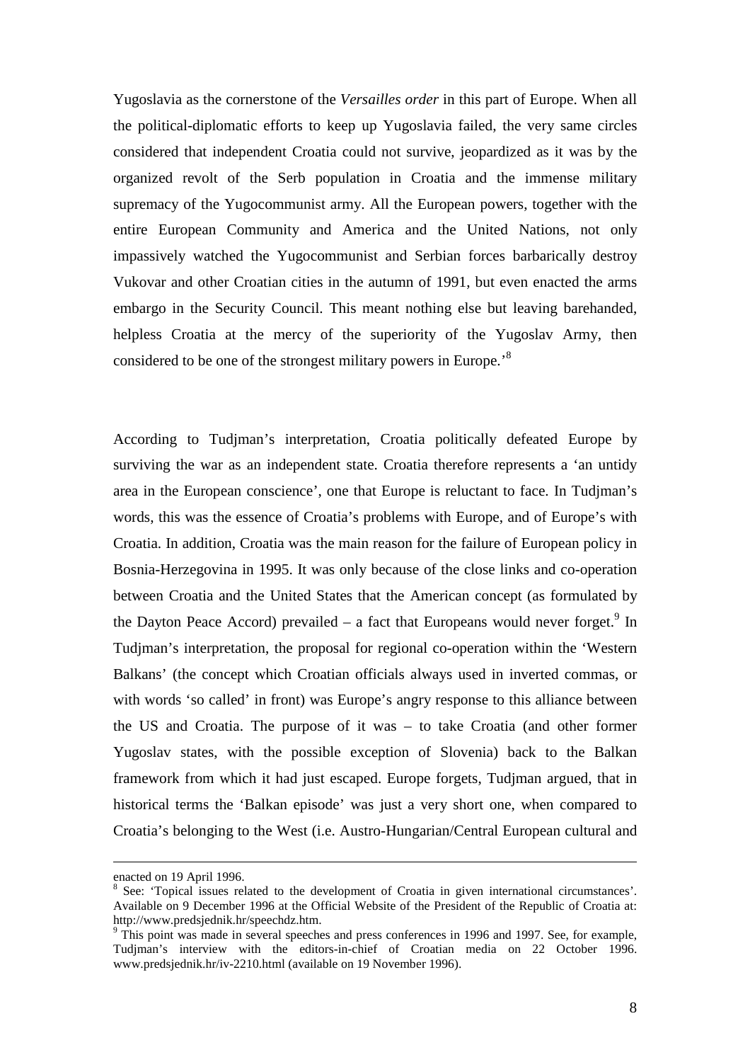Yugoslavia as the cornerstone of the *Versailles order* in this part of Europe. When all the political-diplomatic efforts to keep up Yugoslavia failed, the very same circles considered that independent Croatia could not survive, jeopardized as it was by the organized revolt of the Serb population in Croatia and the immense military supremacy of the Yugocommunist army. All the European powers, together with the entire European Community and America and the United Nations, not only impassively watched the Yugocommunist and Serbian forces barbarically destroy Vukovar and other Croatian cities in the autumn of 1991, but even enacted the arms embargo in the Security Council. This meant nothing else but leaving barehanded, helpless Croatia at the mercy of the superiority of the Yugoslav Army, then considered to be one of the strongest military powers in Europe.'[8]

According to Tudjman's interpretation, Croatia politically defeated Europe by surviving the war as an independent state. Croatia therefore represents a 'an untidy area in the European conscience', one that Europe is reluctant to face. In Tudjman's words, this was the essence of Croatia's problems with Europe, and of Europe's with Croatia. In addition, Croatia was the main reason for the failure of European policy in Bosnia-Herzegovina in 1995. It was only because of the close links and co-operation between Croatia and the United States that the American concept (as formulated by the Dayton Peace Accord) prevailed – a fact that Europeans would never forget.[9] In Tudjman's interpretation, the proposal for regional co-operation within the 'Western Balkans' (the concept which Croatian officials always used in inverted commas, or with words 'so called' in front) was Europe's angry response to this alliance between the US and Croatia. The purpose of it was – to take Croatia (and other former Yugoslav states, with the possible exception of Slovenia) back to the Balkan framework from which it had just escaped. Europe forgets, Tudjman argued, that in historical terms the 'Balkan episode' was just a very short one, when compared to Croatia's belonging to the West (i.e. Austro-Hungarian/Central European cultural and

---

enacted on 19 April 1996.

[8] See: 'Topical issues related to the development of Croatia in given international circumstances'. Available on 9 December 1996 at the Official Website of the President of the Republic of Croatia at: http://www.predsjednik.hr/speechdz.htm.

[9] This point was made in several speeches and press conferences in 1996 and 1997. See, for example, Tudjman's interview with the editors-in-chief of Croatian media on 22 October 1996. www.predsjednik.hr/iv-2210.html (available on 19 November 1996).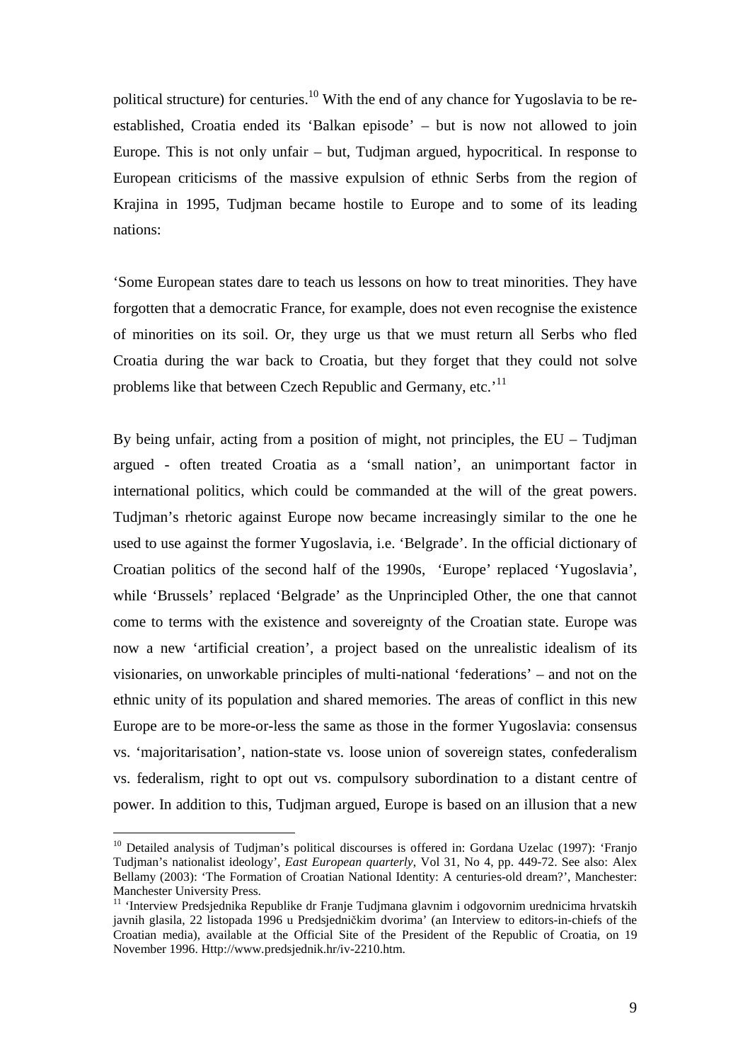political structure) for centuries.[10] With the end of any chance for Yugoslavia to be re-established, Croatia ended its 'Balkan episode' – but is now not allowed to join Europe. This is not only unfair – but, Tudjman argued, hypocritical. In response to European criticisms of the massive expulsion of ethnic Serbs from the region of Krajina in 1995, Tudjman became hostile to Europe and to some of its leading nations:

'Some European states dare to teach us lessons on how to treat minorities. They have forgotten that a democratic France, for example, does not even recognise the existence of minorities on its soil. Or, they urge us that we must return all Serbs who fled Croatia during the war back to Croatia, but they forget that they could not solve problems like that between Czech Republic and Germany, etc.'[11]

By being unfair, acting from a position of might, not principles, the EU – Tudjman argued - often treated Croatia as a 'small nation', an unimportant factor in international politics, which could be commanded at the will of the great powers. Tudjman's rhetoric against Europe now became increasingly similar to the one he used to use against the former Yugoslavia, i.e. 'Belgrade'. In the official dictionary of Croatian politics of the second half of the 1990s, 'Europe' replaced 'Yugoslavia', while 'Brussels' replaced 'Belgrade' as the Unprincipled Other, the one that cannot come to terms with the existence and sovereignty of the Croatian state. Europe was now a new 'artificial creation', a project based on the unrealistic idealism of its visionaries, on unworkable principles of multi-national 'federations' – and not on the ethnic unity of its population and shared memories. The areas of conflict in this new Europe are to be more-or-less the same as those in the former Yugoslavia: consensus vs. 'majoritarisation', nation-state vs. loose union of sovereign states, confederalism vs. federalism, right to opt out vs. compulsory subordination to a distant centre of power. In addition to this, Tudjman argued, Europe is based on an illusion that a new

---

[10] Detailed analysis of Tudjman's political discourses is offered in: Gordana Uzelac (1997): 'Franjo Tudjman's nationalist ideology', *East European quarterly*, Vol 31, No 4, pp. 449-72. See also: Alex Bellamy (2003): 'The Formation of Croatian National Identity: A centuries-old dream?', Manchester: Manchester University Press.

[11] 'Interview Predsjednika Republike dr Franje Tudjmana glavnim i odgovornim urednicima hrvatskih javnih glasila, 22 listopada 1996 u Predsjedničkim dvorima' (an Interview to editors-in-chiefs of the Croatian media), available at the Official Site of the President of the Republic of Croatia, on 19 November 1996. Http://www.predsjednik.hr/iv-2210.htm.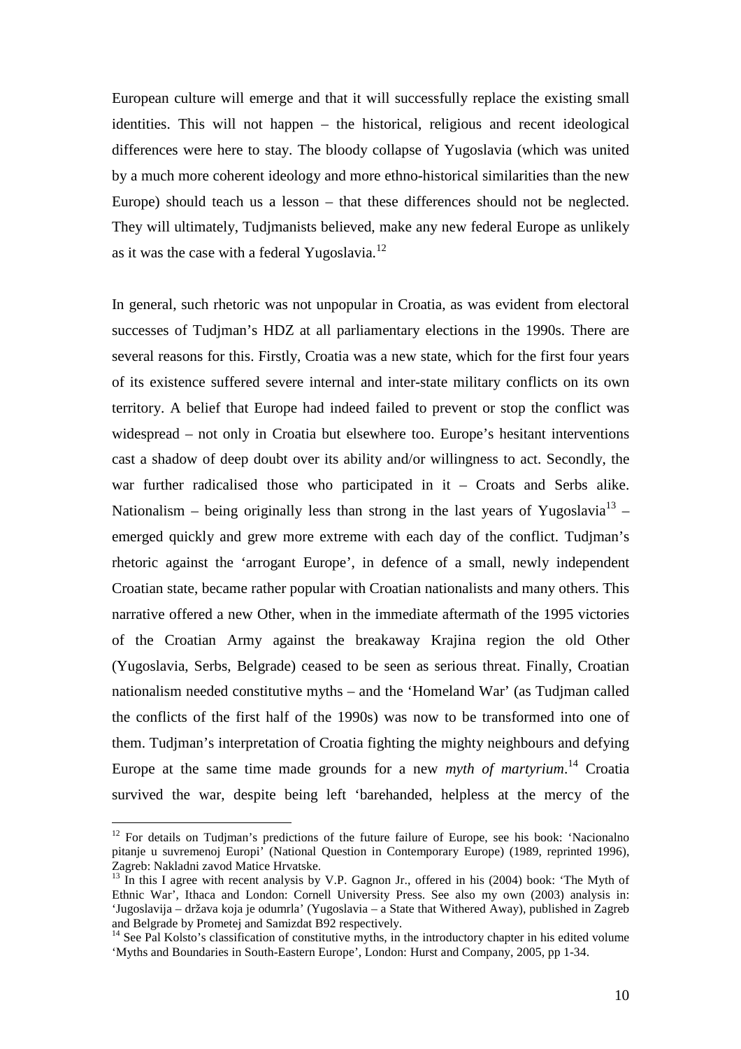European culture will emerge and that it will successfully replace the existing small identities. This will not happen – the historical, religious and recent ideological differences were here to stay. The bloody collapse of Yugoslavia (which was united by a much more coherent ideology and more ethno-historical similarities than the new Europe) should teach us a lesson – that these differences should not be neglected. They will ultimately, Tudjmanists believed, make any new federal Europe as unlikely as it was the case with a federal Yugoslavia.[12]

In general, such rhetoric was not unpopular in Croatia, as was evident from electoral successes of Tudjman's HDZ at all parliamentary elections in the 1990s. There are several reasons for this. Firstly, Croatia was a new state, which for the first four years of its existence suffered severe internal and inter-state military conflicts on its own territory. A belief that Europe had indeed failed to prevent or stop the conflict was widespread – not only in Croatia but elsewhere too. Europe's hesitant interventions cast a shadow of deep doubt over its ability and/or willingness to act. Secondly, the war further radicalised those who participated in it – Croats and Serbs alike. Nationalism – being originally less than strong in the last years of Yugoslavia[13] – emerged quickly and grew more extreme with each day of the conflict. Tudjman's rhetoric against the 'arrogant Europe', in defence of a small, newly independent Croatian state, became rather popular with Croatian nationalists and many others. This narrative offered a new Other, when in the immediate aftermath of the 1995 victories of the Croatian Army against the breakaway Krajina region the old Other (Yugoslavia, Serbs, Belgrade) ceased to be seen as serious threat. Finally, Croatian nationalism needed constitutive myths – and the 'Homeland War' (as Tudjman called the conflicts of the first half of the 1990s) was now to be transformed into one of them. Tudjman's interpretation of Croatia fighting the mighty neighbours and defying Europe at the same time made grounds for a new *myth of martyrium*.[14] Croatia survived the war, despite being left 'barehanded, helpless at the mercy of the

---

[12] For details on Tudjman's predictions of the future failure of Europe, see his book: 'Nacionalno pitanje u suvremenoj Europi' (National Question in Contemporary Europe) (1989, reprinted 1996), Zagreb: Nakladni zavod Matice Hrvatske.

[13] In this I agree with recent analysis by V.P. Gagnon Jr., offered in his (2004) book: 'The Myth of Ethnic War', Ithaca and London: Cornell University Press. See also my own (2003) analysis in: 'Jugoslavija – država koja je odumrla' (Yugoslavia – a State that Withered Away), published in Zagreb and Belgrade by Prometej and Samizdat B92 respectively.

[14] See Pal Kolsto's classification of constitutive myths, in the introductory chapter in his edited volume 'Myths and Boundaries in South-Eastern Europe', London: Hurst and Company, 2005, pp 1-34.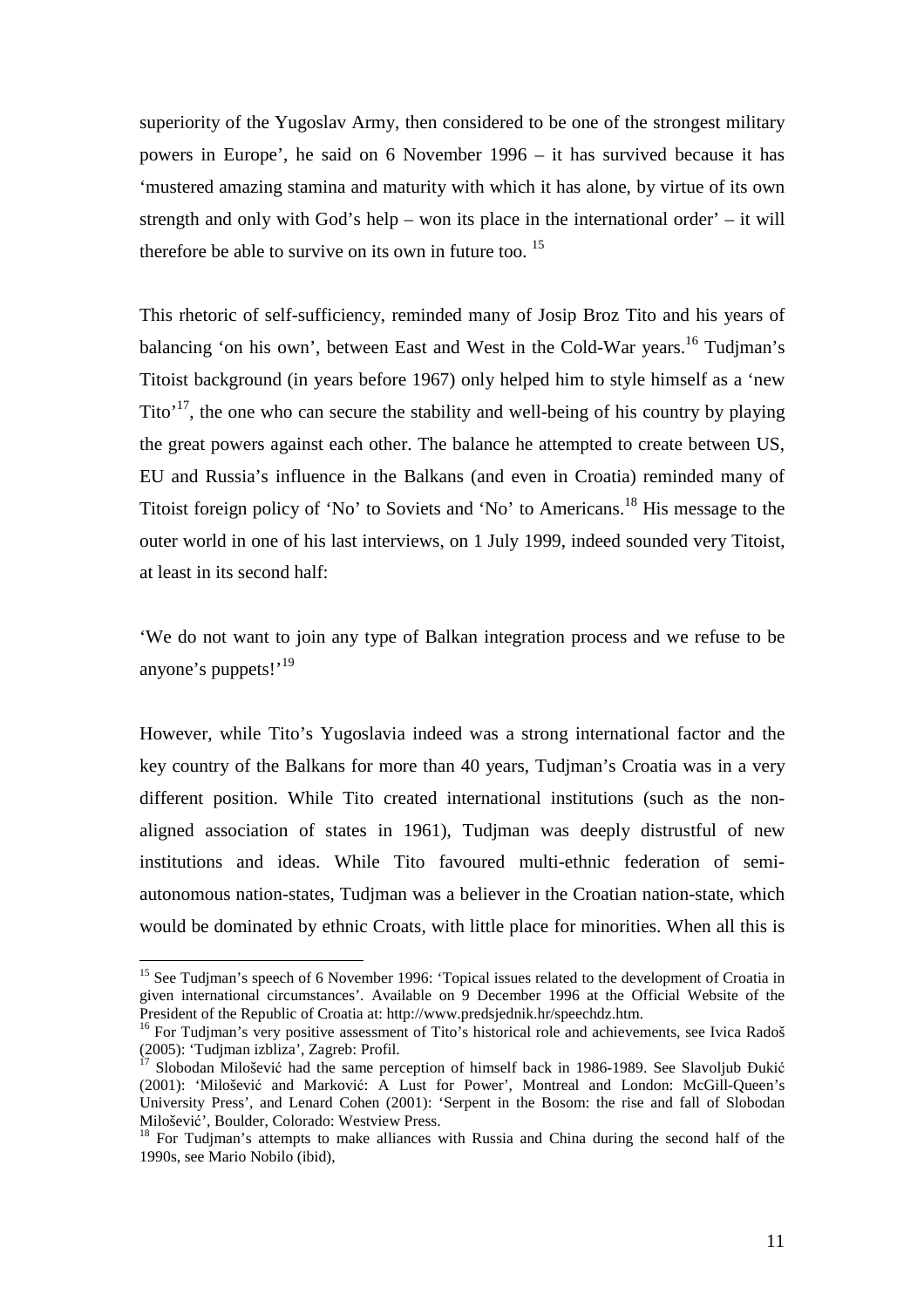superiority of the Yugoslav Army, then considered to be one of the strongest military powers in Europe', he said on 6 November 1996 – it has survived because it has 'mustered amazing stamina and maturity with which it has alone, by virtue of its own strength and only with God's help – won its place in the international order' – it will therefore be able to survive on its own in future too. [15]

This rhetoric of self-sufficiency, reminded many of Josip Broz Tito and his years of balancing 'on his own', between East and West in the Cold-War years.[16] Tudjman's Titoist background (in years before 1967) only helped him to style himself as a 'new Tito'[17], the one who can secure the stability and well-being of his country by playing the great powers against each other. The balance he attempted to create between US, EU and Russia's influence in the Balkans (and even in Croatia) reminded many of Titoist foreign policy of 'No' to Soviets and 'No' to Americans.[18] His message to the outer world in one of his last interviews, on 1 July 1999, indeed sounded very Titoist, at least in its second half:

'We do not want to join any type of Balkan integration process and we refuse to be anyone's puppets!'[19]

However, while Tito's Yugoslavia indeed was a strong international factor and the key country of the Balkans for more than 40 years, Tudjman's Croatia was in a very different position. While Tito created international institutions (such as the non-aligned association of states in 1961), Tudjman was deeply distrustful of new institutions and ideas. While Tito favoured multi-ethnic federation of semi-autonomous nation-states, Tudjman was a believer in the Croatian nation-state, which would be dominated by ethnic Croats, with little place for minorities. When all this is

---

[15] See Tudjman's speech of 6 November 1996: 'Topical issues related to the development of Croatia in given international circumstances'. Available on 9 December 1996 at the Official Website of the President of the Republic of Croatia at: http://www.predsjednik.hr/speechdz.htm.

[16] For Tudjman's very positive assessment of Tito's historical role and achievements, see Ivica Radoš (2005): 'Tudjman izbliza', Zagreb: Profil.

[17] Slobodan Milošević had the same perception of himself back in 1986-1989. See Slavoljub Đukić (2001): 'Milošević and Marković: A Lust for Power', Montreal and London: McGill-Queen's University Press', and Lenard Cohen (2001): 'Serpent in the Bosom: the rise and fall of Slobodan Milošević', Boulder, Colorado: Westview Press.

[18] For Tudjman's attempts to make alliances with Russia and China during the second half of the 1990s, see Mario Nobilo (ibid),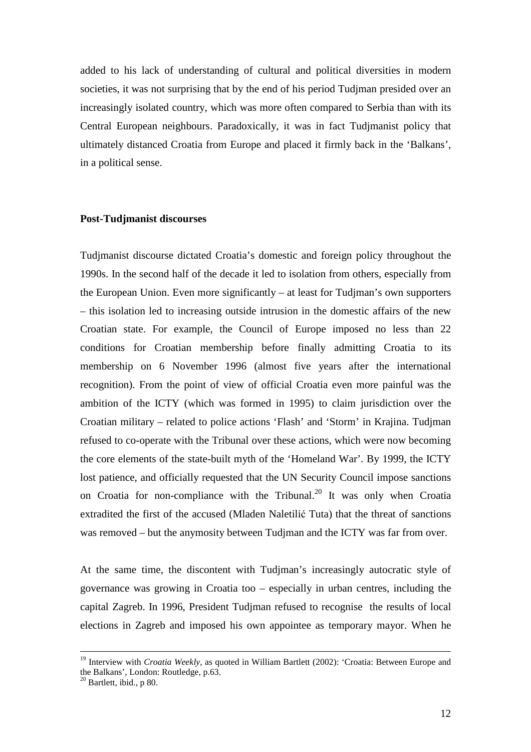added to his lack of understanding of cultural and political diversities in modern societies, it was not surprising that by the end of his period Tudjman presided over an increasingly isolated country, which was more often compared to Serbia than with its Central European neighbours. Paradoxically, it was in fact Tudjmanist policy that ultimately distanced Croatia from Europe and placed it firmly back in the 'Balkans', in a political sense.

### Post-Tudjmanist discourses

Tudjmanist discourse dictated Croatia's domestic and foreign policy throughout the 1990s. In the second half of the decade it led to isolation from others, especially from the European Union. Even more significantly – at least for Tudjman's own supporters – this isolation led to increasing outside intrusion in the domestic affairs of the new Croatian state. For example, the Council of Europe imposed no less than 22 conditions for Croatian membership before finally admitting Croatia to its membership on 6 November 1996 (almost five years after the international recognition). From the point of view of official Croatia even more painful was the ambition of the ICTY (which was formed in 1995) to claim jurisdiction over the Croatian military – related to police actions 'Flash' and 'Storm' in Krajina. Tudjman refused to co-operate with the Tribunal over these actions, which were now becoming the core elements of the state-built myth of the 'Homeland War'. By 1999, the ICTY lost patience, and officially requested that the UN Security Council impose sanctions on Croatia for non-compliance with the Tribunal.[20] It was only when Croatia extradited the first of the accused (Mladen Naletilić Tuta) that the threat of sanctions was removed – but the anymosity between Tudjman and the ICTY was far from over.

At the same time, the discontent with Tudjman's increasingly autocratic style of governance was growing in Croatia too – especially in urban centres, including the capital Zagreb. In 1996, President Tudjman refused to recognise the results of local elections in Zagreb and imposed his own appointee as temporary mayor. When he

---

[19] Interview with *Croatia Weekly*, as quoted in William Bartlett (2002): 'Croatia: Between Europe and the Balkans', London: Routledge, p.63.

[20] Bartlett, ibid., p 80.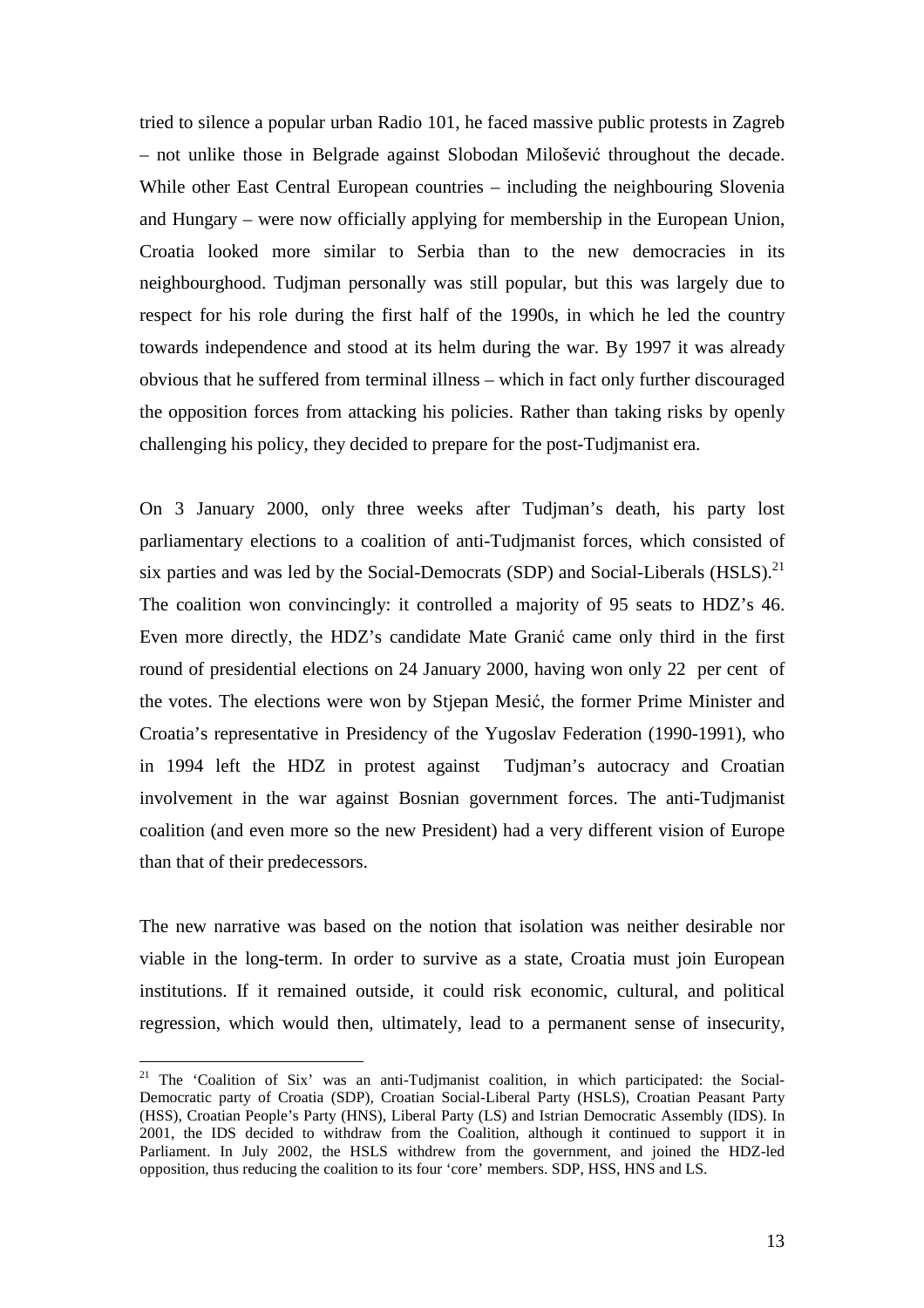tried to silence a popular urban Radio 101, he faced massive public protests in Zagreb – not unlike those in Belgrade against Slobodan Milošević throughout the decade. While other East Central European countries – including the neighbouring Slovenia and Hungary – were now officially applying for membership in the European Union, Croatia looked more similar to Serbia than to the new democracies in its neighbourghood. Tudjman personally was still popular, but this was largely due to respect for his role during the first half of the 1990s, in which he led the country towards independence and stood at its helm during the war. By 1997 it was already obvious that he suffered from terminal illness – which in fact only further discouraged the opposition forces from attacking his policies. Rather than taking risks by openly challenging his policy, they decided to prepare for the post-Tudjmanist era.

On 3 January 2000, only three weeks after Tudjman's death, his party lost parliamentary elections to a coalition of anti-Tudjmanist forces, which consisted of six parties and was led by the Social-Democrats (SDP) and Social-Liberals (HSLS).[21] The coalition won convincingly: it controlled a majority of 95 seats to HDZ's 46. Even more directly, the HDZ's candidate Mate Granić came only third in the first round of presidential elections on 24 January 2000, having won only 22 per cent of the votes. The elections were won by Stjepan Mesić, the former Prime Minister and Croatia's representative in Presidency of the Yugoslav Federation (1990-1991), who in 1994 left the HDZ in protest against Tudjman's autocracy and Croatian involvement in the war against Bosnian government forces. The anti-Tudjmanist coalition (and even more so the new President) had a very different vision of Europe than that of their predecessors.

The new narrative was based on the notion that isolation was neither desirable nor viable in the long-term. In order to survive as a state, Croatia must join European institutions. If it remained outside, it could risk economic, cultural, and political regression, which would then, ultimately, lead to a permanent sense of insecurity,

---

[21] The 'Coalition of Six' was an anti-Tudjmanist coalition, in which participated: the Social-Democratic party of Croatia (SDP), Croatian Social-Liberal Party (HSLS), Croatian Peasant Party (HSS), Croatian People's Party (HNS), Liberal Party (LS) and Istrian Democratic Assembly (IDS). In 2001, the IDS decided to withdraw from the Coalition, although it continued to support it in Parliament. In July 2002, the HSLS withdrew from the government, and joined the HDZ-led opposition, thus reducing the coalition to its four 'core' members. SDP, HSS, HNS and LS.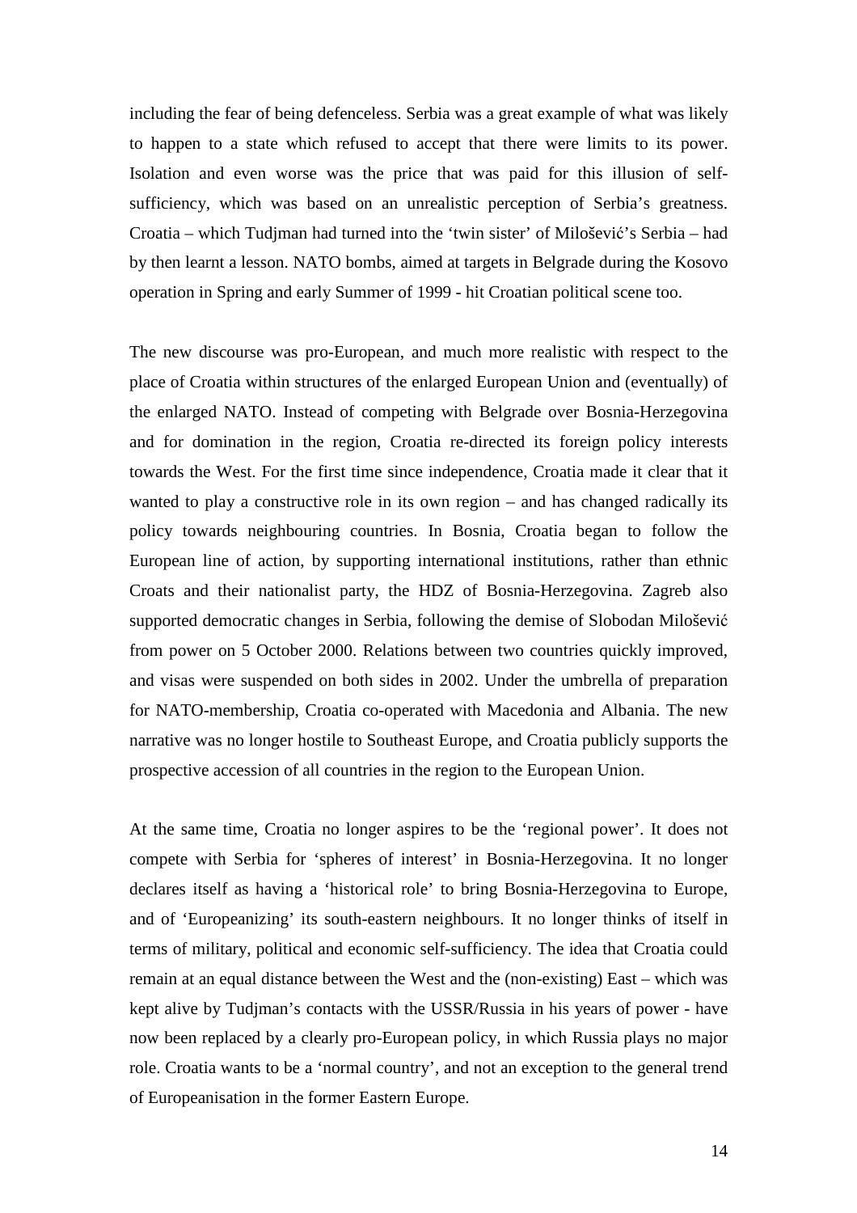including the fear of being defenceless. Serbia was a great example of what was likely to happen to a state which refused to accept that there were limits to its power. Isolation and even worse was the price that was paid for this illusion of self-sufficiency, which was based on an unrealistic perception of Serbia's greatness. Croatia – which Tudjman had turned into the 'twin sister' of Milošević's Serbia – had by then learnt a lesson. NATO bombs, aimed at targets in Belgrade during the Kosovo operation in Spring and early Summer of 1999 - hit Croatian political scene too.

The new discourse was pro-European, and much more realistic with respect to the place of Croatia within structures of the enlarged European Union and (eventually) of the enlarged NATO. Instead of competing with Belgrade over Bosnia-Herzegovina and for domination in the region, Croatia re-directed its foreign policy interests towards the West. For the first time since independence, Croatia made it clear that it wanted to play a constructive role in its own region – and has changed radically its policy towards neighbouring countries. In Bosnia, Croatia began to follow the European line of action, by supporting international institutions, rather than ethnic Croats and their nationalist party, the HDZ of Bosnia-Herzegovina. Zagreb also supported democratic changes in Serbia, following the demise of Slobodan Milošević from power on 5 October 2000. Relations between two countries quickly improved, and visas were suspended on both sides in 2002. Under the umbrella of preparation for NATO-membership, Croatia co-operated with Macedonia and Albania. The new narrative was no longer hostile to Southeast Europe, and Croatia publicly supports the prospective accession of all countries in the region to the European Union.

At the same time, Croatia no longer aspires to be the 'regional power'. It does not compete with Serbia for 'spheres of interest' in Bosnia-Herzegovina. It no longer declares itself as having a 'historical role' to bring Bosnia-Herzegovina to Europe, and of 'Europeanizing' its south-eastern neighbours. It no longer thinks of itself in terms of military, political and economic self-sufficiency. The idea that Croatia could remain at an equal distance between the West and the (non-existing) East – which was kept alive by Tudjman's contacts with the USSR/Russia in his years of power - have now been replaced by a clearly pro-European policy, in which Russia plays no major role. Croatia wants to be a 'normal country', and not an exception to the general trend of Europeanisation in the former Eastern Europe.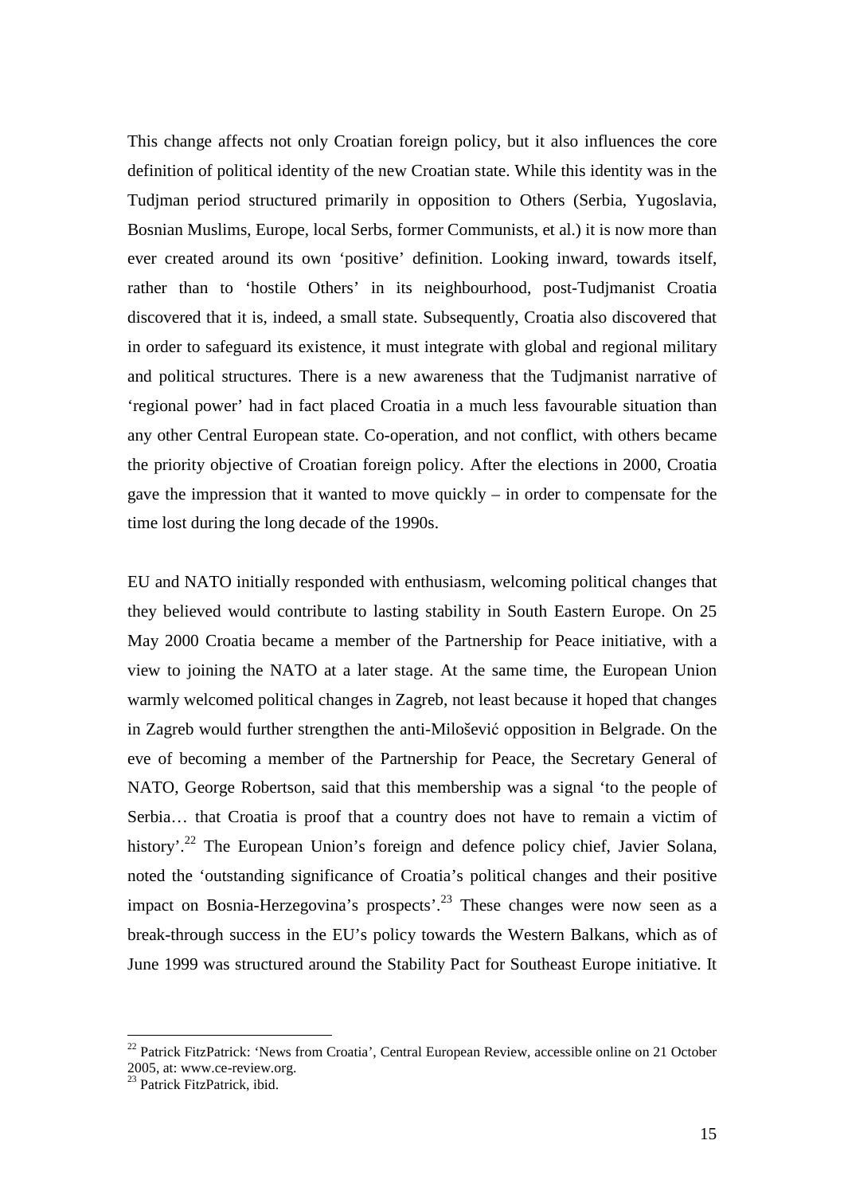This change affects not only Croatian foreign policy, but it also influences the core definition of political identity of the new Croatian state. While this identity was in the Tudjman period structured primarily in opposition to Others (Serbia, Yugoslavia, Bosnian Muslims, Europe, local Serbs, former Communists, et al.) it is now more than ever created around its own 'positive' definition. Looking inward, towards itself, rather than to 'hostile Others' in its neighbourhood, post-Tudjmanist Croatia discovered that it is, indeed, a small state. Subsequently, Croatia also discovered that in order to safeguard its existence, it must integrate with global and regional military and political structures. There is a new awareness that the Tudjmanist narrative of 'regional power' had in fact placed Croatia in a much less favourable situation than any other Central European state. Co-operation, and not conflict, with others became the priority objective of Croatian foreign policy. After the elections in 2000, Croatia gave the impression that it wanted to move quickly – in order to compensate for the time lost during the long decade of the 1990s.

EU and NATO initially responded with enthusiasm, welcoming political changes that they believed would contribute to lasting stability in South Eastern Europe. On 25 May 2000 Croatia became a member of the Partnership for Peace initiative, with a view to joining the NATO at a later stage. At the same time, the European Union warmly welcomed political changes in Zagreb, not least because it hoped that changes in Zagreb would further strengthen the anti-Milošević opposition in Belgrade. On the eve of becoming a member of the Partnership for Peace, the Secretary General of NATO, George Robertson, said that this membership was a signal 'to the people of Serbia… that Croatia is proof that a country does not have to remain a victim of history'.[22] The European Union's foreign and defence policy chief, Javier Solana, noted the 'outstanding significance of Croatia's political changes and their positive impact on Bosnia-Herzegovina's prospects'.[23] These changes were now seen as a break-through success in the EU's policy towards the Western Balkans, which as of June 1999 was structured around the Stability Pact for Southeast Europe initiative. It

---

[22] Patrick FitzPatrick: 'News from Croatia', Central European Review, accessible online on 21 October 2005, at: www.ce-review.org.

[23] Patrick FitzPatrick, ibid.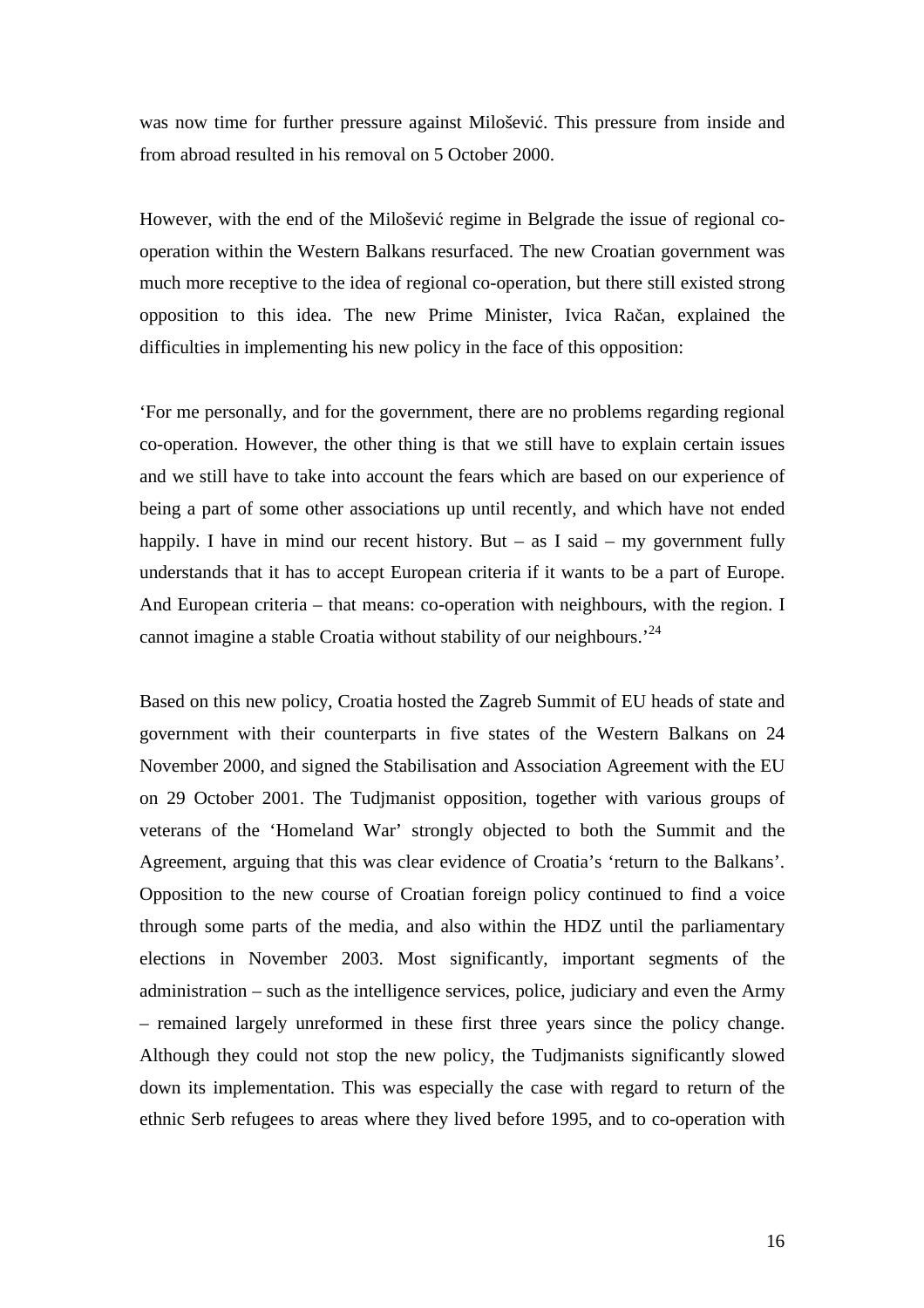was now time for further pressure against Milošević. This pressure from inside and from abroad resulted in his removal on 5 October 2000.

However, with the end of the Milošević regime in Belgrade the issue of regional co-operation within the Western Balkans resurfaced. The new Croatian government was much more receptive to the idea of regional co-operation, but there still existed strong opposition to this idea. The new Prime Minister, Ivica Račan, explained the difficulties in implementing his new policy in the face of this opposition:

'For me personally, and for the government, there are no problems regarding regional co-operation. However, the other thing is that we still have to explain certain issues and we still have to take into account the fears which are based on our experience of being a part of some other associations up until recently, and which have not ended happily. I have in mind our recent history. But – as I said – my government fully understands that it has to accept European criteria if it wants to be a part of Europe. And European criteria – that means: co-operation with neighbours, with the region. I cannot imagine a stable Croatia without stability of our neighbours.'[24]

Based on this new policy, Croatia hosted the Zagreb Summit of EU heads of state and government with their counterparts in five states of the Western Balkans on 24 November 2000, and signed the Stabilisation and Association Agreement with the EU on 29 October 2001. The Tudjmanist opposition, together with various groups of veterans of the 'Homeland War' strongly objected to both the Summit and the Agreement, arguing that this was clear evidence of Croatia's 'return to the Balkans'. Opposition to the new course of Croatian foreign policy continued to find a voice through some parts of the media, and also within the HDZ until the parliamentary elections in November 2003. Most significantly, important segments of the administration – such as the intelligence services, police, judiciary and even the Army – remained largely unreformed in these first three years since the policy change. Although they could not stop the new policy, the Tudjmanists significantly slowed down its implementation. This was especially the case with regard to return of the ethnic Serb refugees to areas where they lived before 1995, and to co-operation with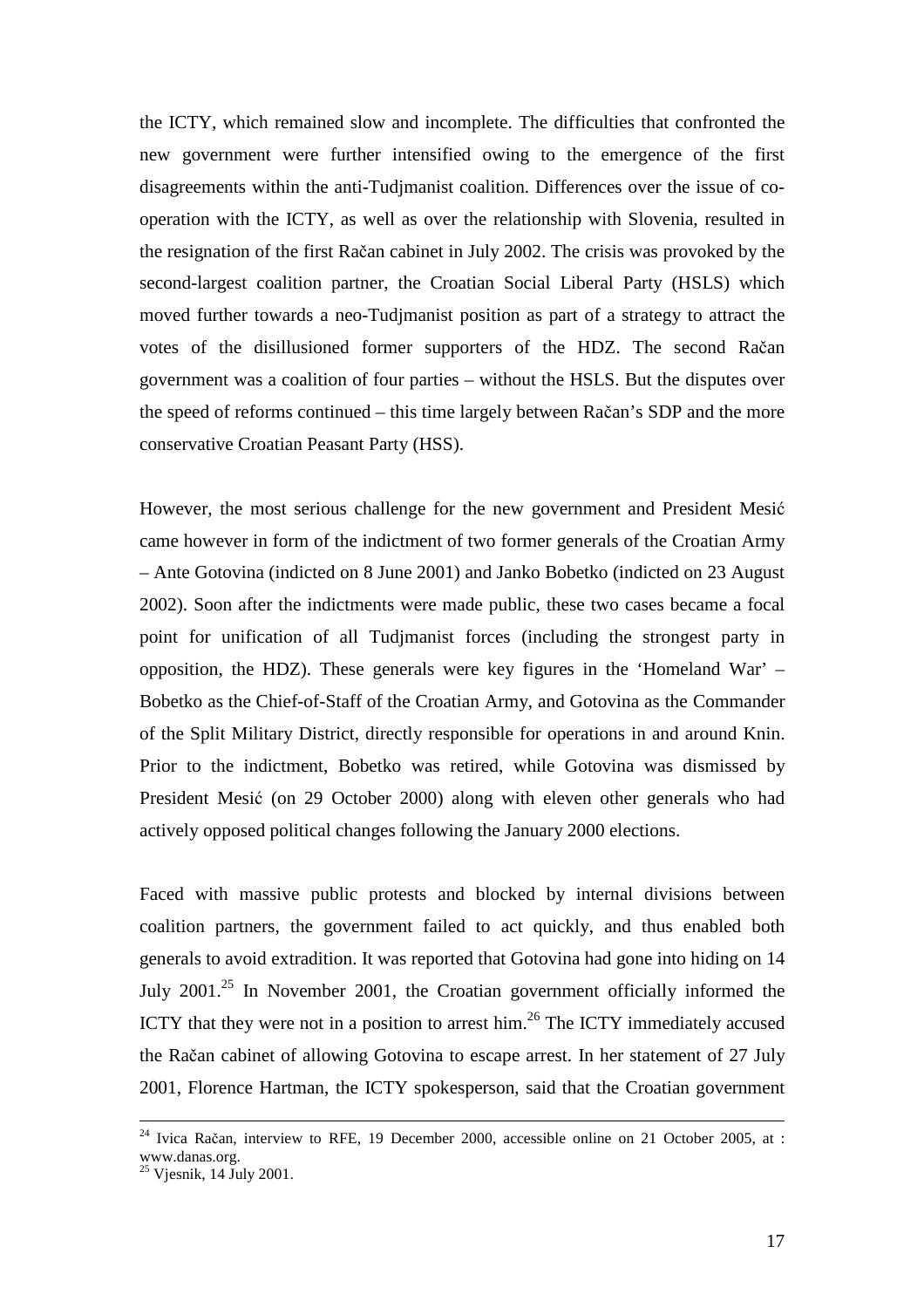the ICTY, which remained slow and incomplete. The difficulties that confronted the new government were further intensified owing to the emergence of the first disagreements within the anti-Tudjmanist coalition. Differences over the issue of co-operation with the ICTY, as well as over the relationship with Slovenia, resulted in the resignation of the first Račan cabinet in July 2002. The crisis was provoked by the second-largest coalition partner, the Croatian Social Liberal Party (HSLS) which moved further towards a neo-Tudjmanist position as part of a strategy to attract the votes of the disillusioned former supporters of the HDZ. The second Račan government was a coalition of four parties – without the HSLS. But the disputes over the speed of reforms continued – this time largely between Račan's SDP and the more conservative Croatian Peasant Party (HSS).

However, the most serious challenge for the new government and President Mesić came however in form of the indictment of two former generals of the Croatian Army – Ante Gotovina (indicted on 8 June 2001) and Janko Bobetko (indicted on 23 August 2002). Soon after the indictments were made public, these two cases became a focal point for unification of all Tudjmanist forces (including the strongest party in opposition, the HDZ). These generals were key figures in the 'Homeland War' – Bobetko as the Chief-of-Staff of the Croatian Army, and Gotovina as the Commander of the Split Military District, directly responsible for operations in and around Knin. Prior to the indictment, Bobetko was retired, while Gotovina was dismissed by President Mesić (on 29 October 2000) along with eleven other generals who had actively opposed political changes following the January 2000 elections.

Faced with massive public protests and blocked by internal divisions between coalition partners, the government failed to act quickly, and thus enabled both generals to avoid extradition. It was reported that Gotovina had gone into hiding on 14 July 2001.[25] In November 2001, the Croatian government officially informed the ICTY that they were not in a position to arrest him.[26] The ICTY immediately accused the Račan cabinet of allowing Gotovina to escape arrest. In her statement of 27 July 2001, Florence Hartman, the ICTY spokesperson, said that the Croatian government

---

[24] Ivica Račan, interview to RFE, 19 December 2000, accessible online on 21 October 2005, at : www.danas.org.

[25] Vjesnik, 14 July 2001.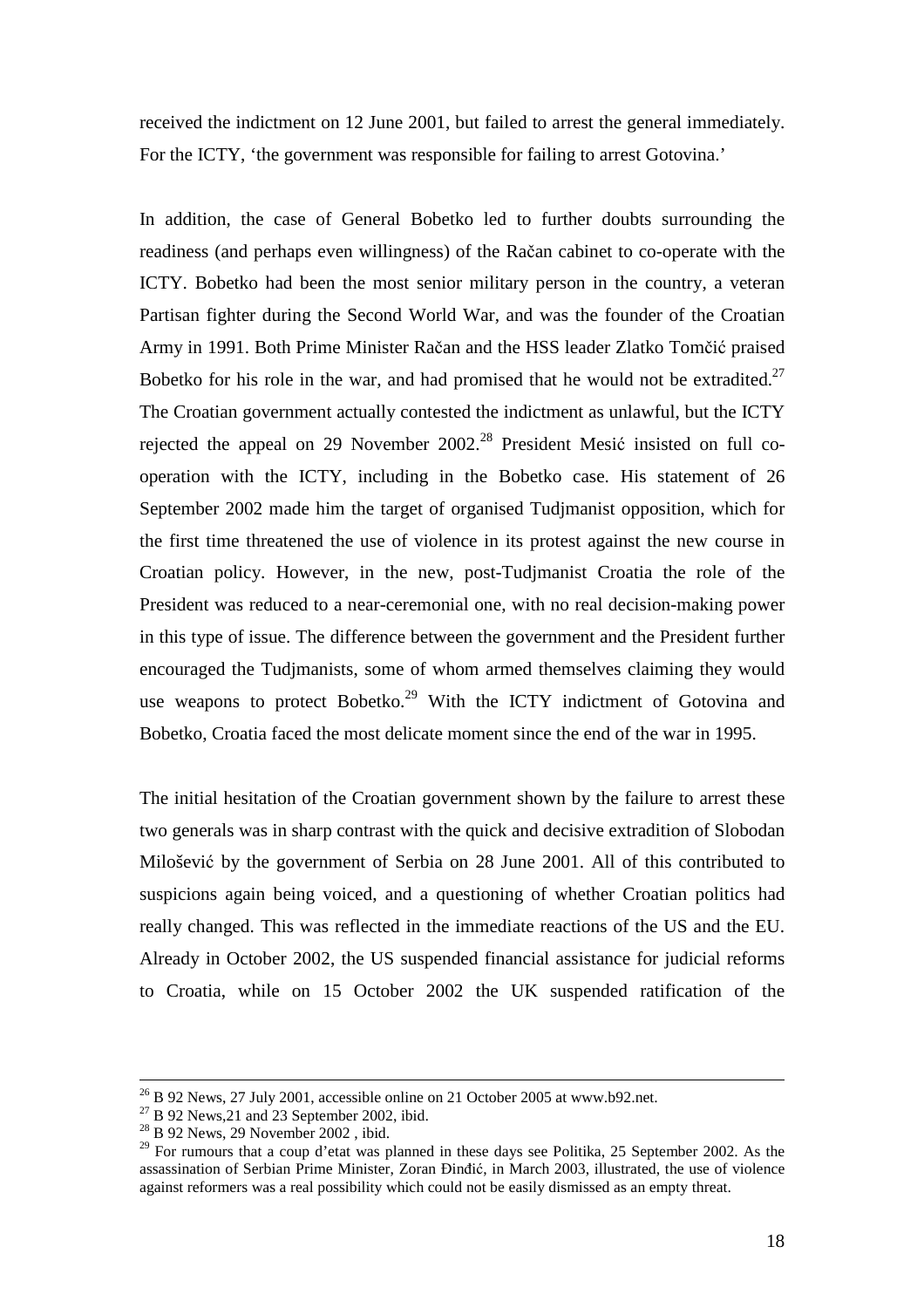received the indictment on 12 June 2001, but failed to arrest the general immediately. For the ICTY, 'the government was responsible for failing to arrest Gotovina.'

In addition, the case of General Bobetko led to further doubts surrounding the readiness (and perhaps even willingness) of the Račan cabinet to co-operate with the ICTY. Bobetko had been the most senior military person in the country, a veteran Partisan fighter during the Second World War, and was the founder of the Croatian Army in 1991. Both Prime Minister Račan and the HSS leader Zlatko Tomčić praised Bobetko for his role in the war, and had promised that he would not be extradited.[27] The Croatian government actually contested the indictment as unlawful, but the ICTY rejected the appeal on 29 November 2002.[28] President Mesić insisted on full co-operation with the ICTY, including in the Bobetko case. His statement of 26 September 2002 made him the target of organised Tudjmanist opposition, which for the first time threatened the use of violence in its protest against the new course in Croatian policy. However, in the new, post-Tudjmanist Croatia the role of the President was reduced to a near-ceremonial one, with no real decision-making power in this type of issue. The difference between the government and the President further encouraged the Tudjmanists, some of whom armed themselves claiming they would use weapons to protect Bobetko.[29] With the ICTY indictment of Gotovina and Bobetko, Croatia faced the most delicate moment since the end of the war in 1995.

The initial hesitation of the Croatian government shown by the failure to arrest these two generals was in sharp contrast with the quick and decisive extradition of Slobodan Milošević by the government of Serbia on 28 June 2001. All of this contributed to suspicions again being voiced, and a questioning of whether Croatian politics had really changed. This was reflected in the immediate reactions of the US and the EU. Already in October 2002, the US suspended financial assistance for judicial reforms to Croatia, while on 15 October 2002 the UK suspended ratification of the

---

[26] B 92 News, 27 July 2001, accessible online on 21 October 2005 at www.b92.net.

[27] B 92 News,21 and 23 September 2002, ibid.

[28] B 92 News, 29 November 2002 , ibid.

[29] For rumours that a coup d'etat was planned in these days see Politika, 25 September 2002. As the assassination of Serbian Prime Minister, Zoran Đinđić, in March 2003, illustrated, the use of violence against reformers was a real possibility which could not be easily dismissed as an empty threat.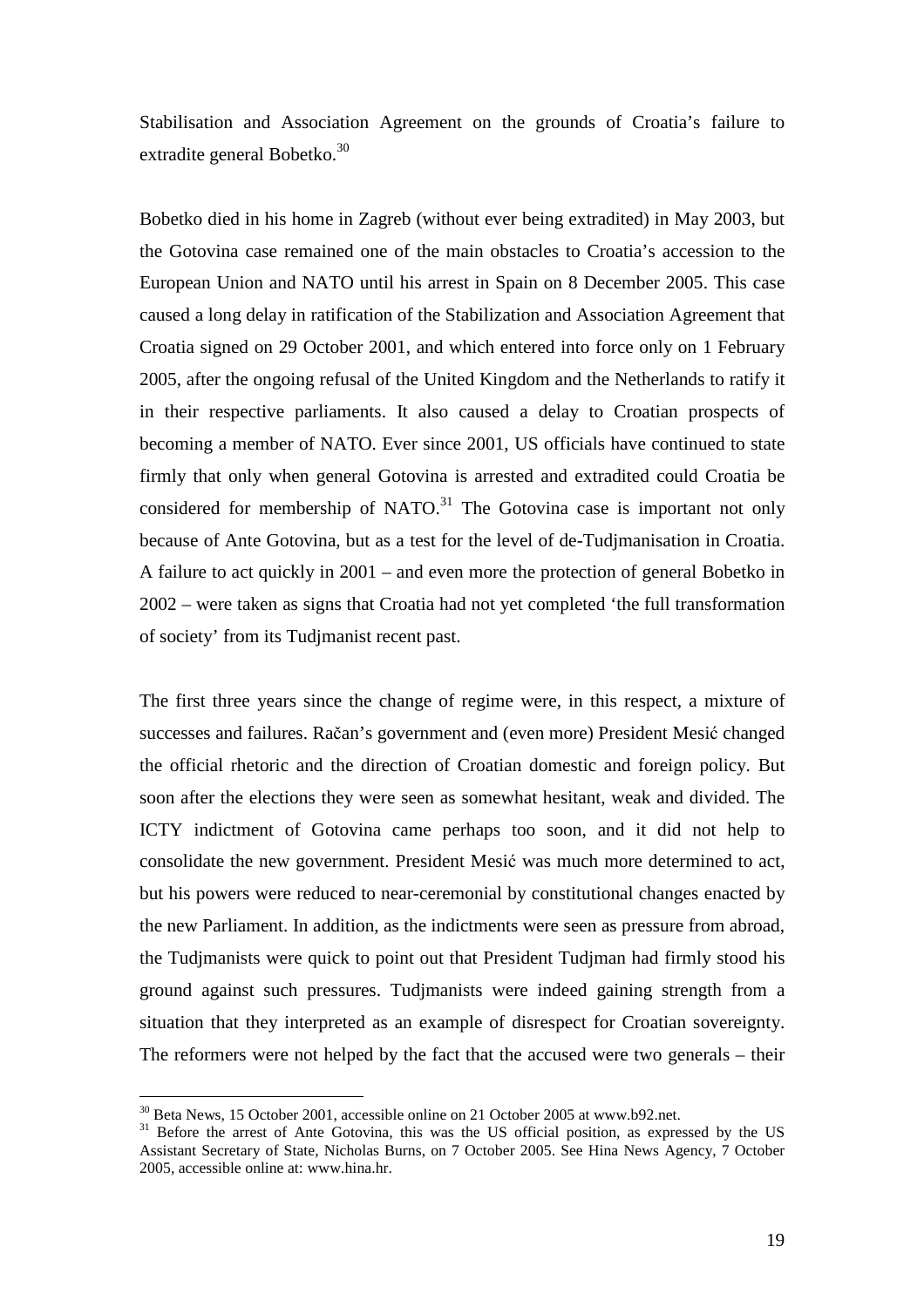Stabilisation and Association Agreement on the grounds of Croatia's failure to extradite general Bobetko.[30]

Bobetko died in his home in Zagreb (without ever being extradited) in May 2003, but the Gotovina case remained one of the main obstacles to Croatia's accession to the European Union and NATO until his arrest in Spain on 8 December 2005. This case caused a long delay in ratification of the Stabilization and Association Agreement that Croatia signed on 29 October 2001, and which entered into force only on 1 February 2005, after the ongoing refusal of the United Kingdom and the Netherlands to ratify it in their respective parliaments. It also caused a delay to Croatian prospects of becoming a member of NATO. Ever since 2001, US officials have continued to state firmly that only when general Gotovina is arrested and extradited could Croatia be considered for membership of NATO.[31] The Gotovina case is important not only because of Ante Gotovina, but as a test for the level of de-Tudjmanisation in Croatia. A failure to act quickly in 2001 – and even more the protection of general Bobetko in 2002 – were taken as signs that Croatia had not yet completed 'the full transformation of society' from its Tudjmanist recent past.

The first three years since the change of regime were, in this respect, a mixture of successes and failures. Račan's government and (even more) President Mesić changed the official rhetoric and the direction of Croatian domestic and foreign policy. But soon after the elections they were seen as somewhat hesitant, weak and divided. The ICTY indictment of Gotovina came perhaps too soon, and it did not help to consolidate the new government. President Mesić was much more determined to act, but his powers were reduced to near-ceremonial by constitutional changes enacted by the new Parliament. In addition, as the indictments were seen as pressure from abroad, the Tudjmanists were quick to point out that President Tudjman had firmly stood his ground against such pressures. Tudjmanists were indeed gaining strength from a situation that they interpreted as an example of disrespect for Croatian sovereignty. The reformers were not helped by the fact that the accused were two generals – their

[30] Beta News, 15 October 2001, accessible online on 21 October 2005 at www.b92.net.

[31] Before the arrest of Ante Gotovina, this was the US official position, as expressed by the US Assistant Secretary of State, Nicholas Burns, on 7 October 2005. See Hina News Agency, 7 October 2005, accessible online at: www.hina.hr.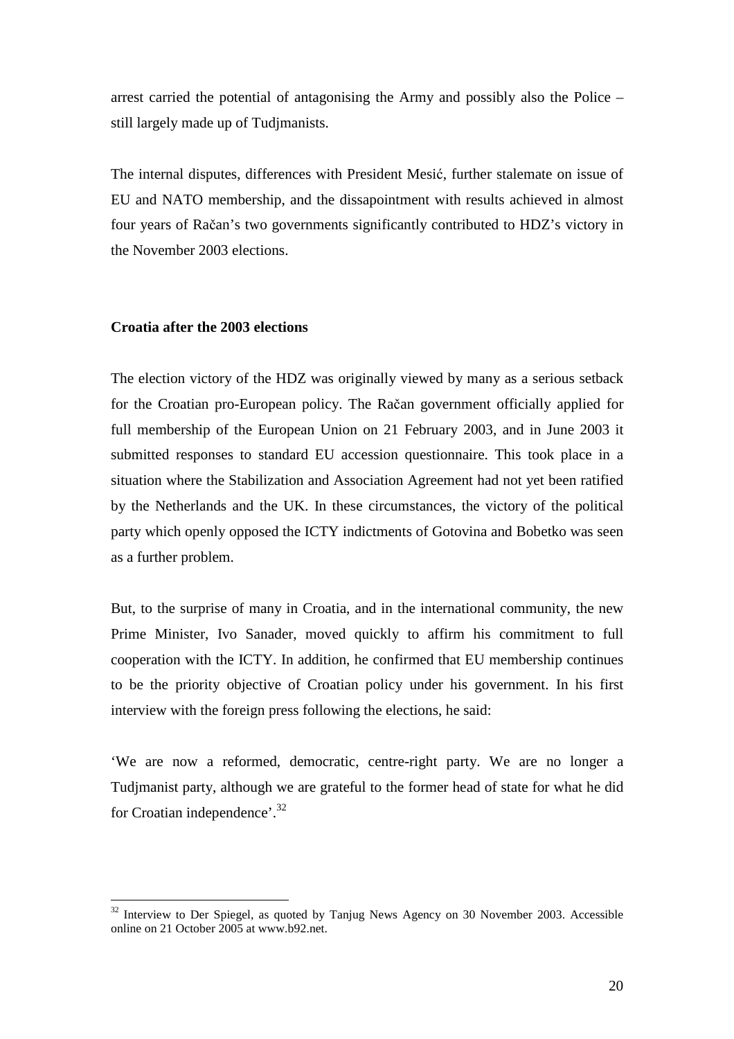arrest carried the potential of antagonising the Army and possibly also the Police – still largely made up of Tudjmanists.

The internal disputes, differences with President Mesić, further stalemate on issue of EU and NATO membership, and the dissapointment with results achieved in almost four years of Račan's two governments significantly contributed to HDZ's victory in the November 2003 elections.

**Croatia after the 2003 elections**

The election victory of the HDZ was originally viewed by many as a serious setback for the Croatian pro-European policy. The Račan government officially applied for full membership of the European Union on 21 February 2003, and in June 2003 it submitted responses to standard EU accession questionnaire. This took place in a situation where the Stabilization and Association Agreement had not yet been ratified by the Netherlands and the UK. In these circumstances, the victory of the political party which openly opposed the ICTY indictments of Gotovina and Bobetko was seen as a further problem.

But, to the surprise of many in Croatia, and in the international community, the new Prime Minister, Ivo Sanader, moved quickly to affirm his commitment to full cooperation with the ICTY. In addition, he confirmed that EU membership continues to be the priority objective of Croatian policy under his government. In his first interview with the foreign press following the elections, he said:

'We are now a reformed, democratic, centre-right party. We are no longer a Tudjmanist party, although we are grateful to the former head of state for what he did for Croatian independence'.[32]

[32] Interview to Der Spiegel, as quoted by Tanjug News Agency on 30 November 2003. Accessible online on 21 October 2005 at www.b92.net.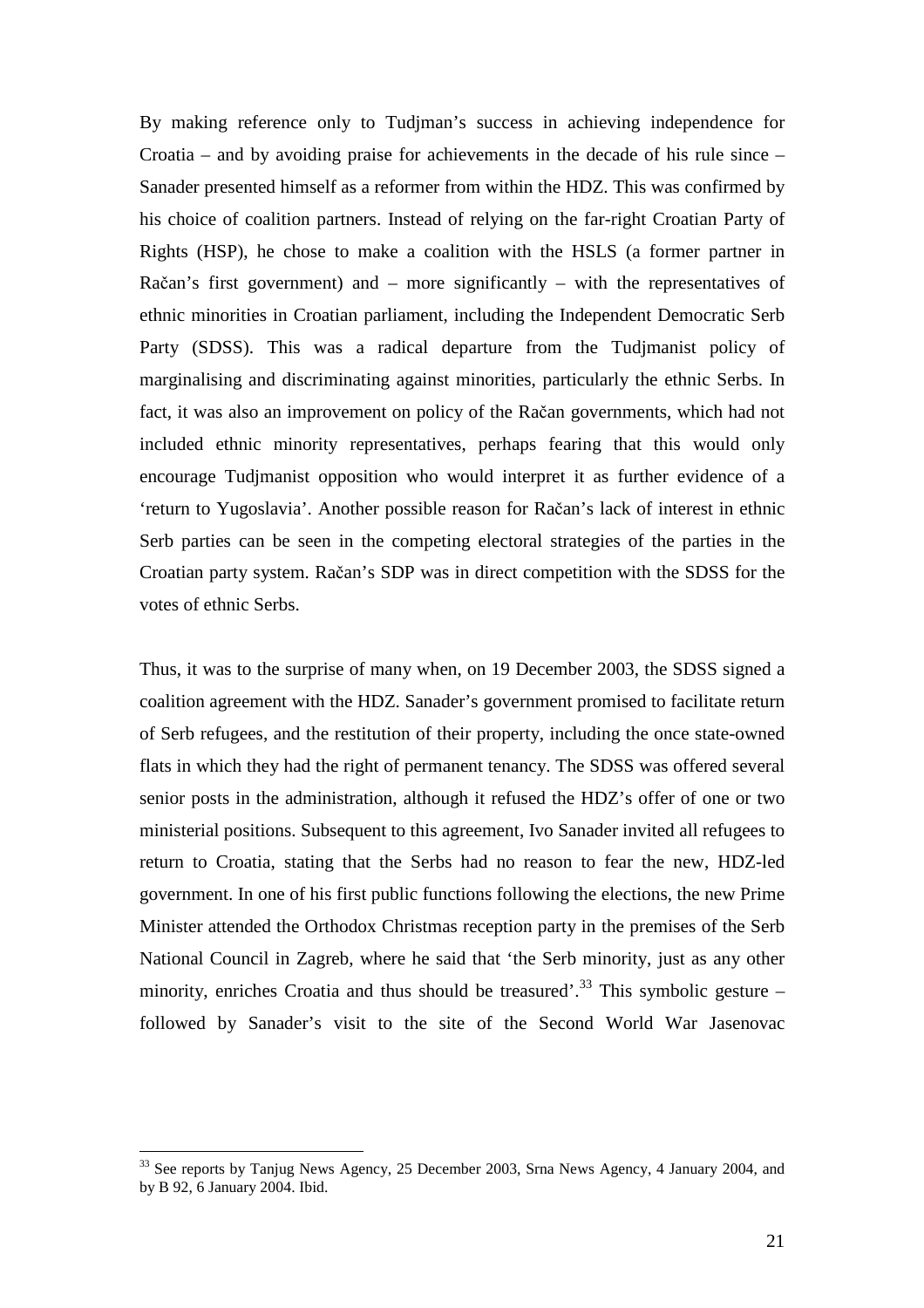By making reference only to Tudjman's success in achieving independence for Croatia – and by avoiding praise for achievements in the decade of his rule since – Sanader presented himself as a reformer from within the HDZ. This was confirmed by his choice of coalition partners. Instead of relying on the far-right Croatian Party of Rights (HSP), he chose to make a coalition with the HSLS (a former partner in Račan's first government) and – more significantly – with the representatives of ethnic minorities in Croatian parliament, including the Independent Democratic Serb Party (SDSS). This was a radical departure from the Tudjmanist policy of marginalising and discriminating against minorities, particularly the ethnic Serbs. In fact, it was also an improvement on policy of the Račan governments, which had not included ethnic minority representatives, perhaps fearing that this would only encourage Tudjmanist opposition who would interpret it as further evidence of a 'return to Yugoslavia'. Another possible reason for Račan's lack of interest in ethnic Serb parties can be seen in the competing electoral strategies of the parties in the Croatian party system. Račan's SDP was in direct competition with the SDSS for the votes of ethnic Serbs.

Thus, it was to the surprise of many when, on 19 December 2003, the SDSS signed a coalition agreement with the HDZ. Sanader's government promised to facilitate return of Serb refugees, and the restitution of their property, including the once state-owned flats in which they had the right of permanent tenancy. The SDSS was offered several senior posts in the administration, although it refused the HDZ's offer of one or two ministerial positions. Subsequent to this agreement, Ivo Sanader invited all refugees to return to Croatia, stating that the Serbs had no reason to fear the new, HDZ-led government. In one of his first public functions following the elections, the new Prime Minister attended the Orthodox Christmas reception party in the premises of the Serb National Council in Zagreb, where he said that 'the Serb minority, just as any other minority, enriches Croatia and thus should be treasured'.[33] This symbolic gesture – followed by Sanader's visit to the site of the Second World War Jasenovac

[33] See reports by Tanjug News Agency, 25 December 2003, Srna News Agency, 4 January 2004, and by B 92, 6 January 2004. Ibid.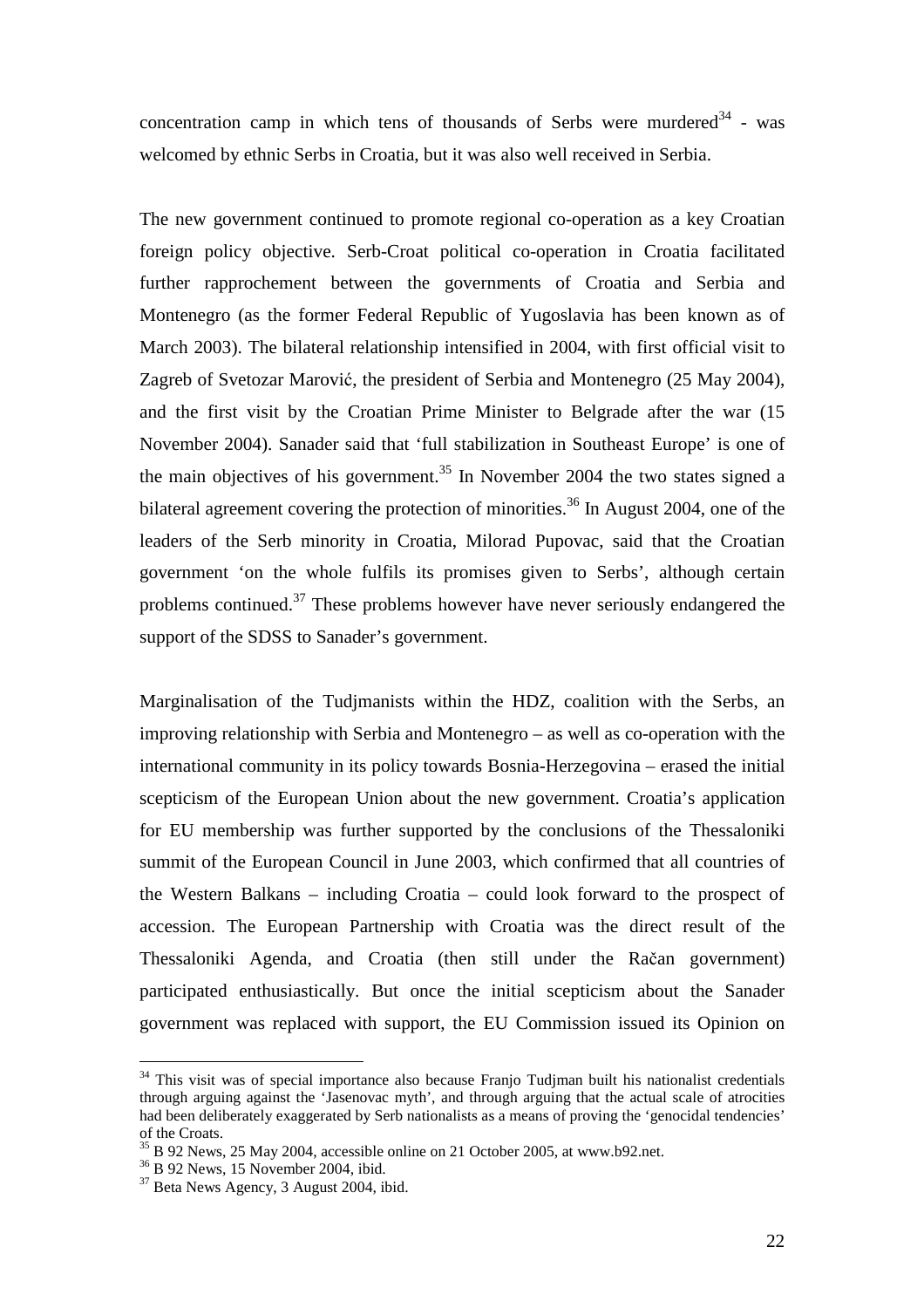concentration camp in which tens of thousands of Serbs were murdered[34] - was welcomed by ethnic Serbs in Croatia, but it was also well received in Serbia.

The new government continued to promote regional co-operation as a key Croatian foreign policy objective. Serb-Croat political co-operation in Croatia facilitated further rapprochement between the governments of Croatia and Serbia and Montenegro (as the former Federal Republic of Yugoslavia has been known as of March 2003). The bilateral relationship intensified in 2004, with first official visit to Zagreb of Svetozar Marović, the president of Serbia and Montenegro (25 May 2004), and the first visit by the Croatian Prime Minister to Belgrade after the war (15 November 2004). Sanader said that 'full stabilization in Southeast Europe' is one of the main objectives of his government.[35] In November 2004 the two states signed a bilateral agreement covering the protection of minorities.[36] In August 2004, one of the leaders of the Serb minority in Croatia, Milorad Pupovac, said that the Croatian government 'on the whole fulfils its promises given to Serbs', although certain problems continued.[37] These problems however have never seriously endangered the support of the SDSS to Sanader's government.

Marginalisation of the Tudjmanists within the HDZ, coalition with the Serbs, an improving relationship with Serbia and Montenegro – as well as co-operation with the international community in its policy towards Bosnia-Herzegovina – erased the initial scepticism of the European Union about the new government. Croatia's application for EU membership was further supported by the conclusions of the Thessaloniki summit of the European Council in June 2003, which confirmed that all countries of the Western Balkans – including Croatia – could look forward to the prospect of accession. The European Partnership with Croatia was the direct result of the Thessaloniki Agenda, and Croatia (then still under the Račan government) participated enthusiastically. But once the initial scepticism about the Sanader government was replaced with support, the EU Commission issued its Opinion on

---

[34] This visit was of special importance also because Franjo Tudjman built his nationalist credentials through arguing against the 'Jasenovac myth', and through arguing that the actual scale of atrocities had been deliberately exaggerated by Serb nationalists as a means of proving the 'genocidal tendencies' of the Croats.

[35] B 92 News, 25 May 2004, accessible online on 21 October 2005, at www.b92.net.

[36] B 92 News, 15 November 2004, ibid.

[37] Beta News Agency, 3 August 2004, ibid.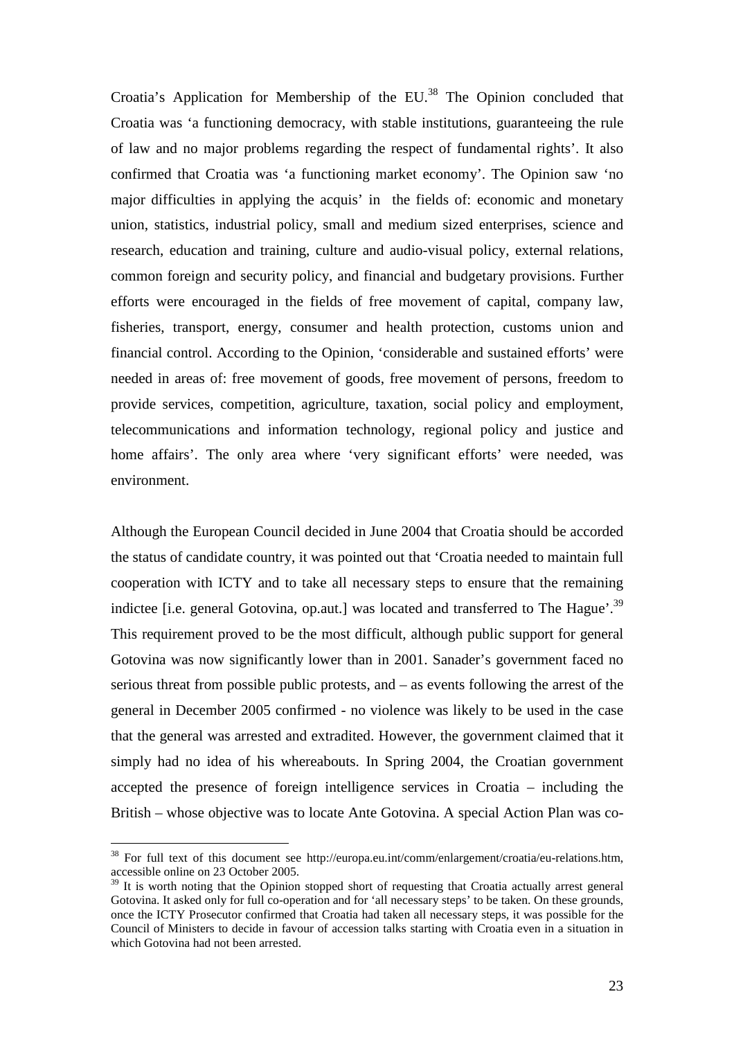Croatia's Application for Membership of the EU.[38] The Opinion concluded that Croatia was 'a functioning democracy, with stable institutions, guaranteeing the rule of law and no major problems regarding the respect of fundamental rights'. It also confirmed that Croatia was 'a functioning market economy'. The Opinion saw 'no major difficulties in applying the acquis' in the fields of: economic and monetary union, statistics, industrial policy, small and medium sized enterprises, science and research, education and training, culture and audio-visual policy, external relations, common foreign and security policy, and financial and budgetary provisions. Further efforts were encouraged in the fields of free movement of capital, company law, fisheries, transport, energy, consumer and health protection, customs union and financial control. According to the Opinion, 'considerable and sustained efforts' were needed in areas of: free movement of goods, free movement of persons, freedom to provide services, competition, agriculture, taxation, social policy and employment, telecommunications and information technology, regional policy and justice and home affairs'. The only area where 'very significant efforts' were needed, was environment.

Although the European Council decided in June 2004 that Croatia should be accorded the status of candidate country, it was pointed out that 'Croatia needed to maintain full cooperation with ICTY and to take all necessary steps to ensure that the remaining indictee [i.e. general Gotovina, op.aut.] was located and transferred to The Hague'.[39] This requirement proved to be the most difficult, although public support for general Gotovina was now significantly lower than in 2001. Sanader's government faced no serious threat from possible public protests, and – as events following the arrest of the general in December 2005 confirmed - no violence was likely to be used in the case that the general was arrested and extradited. However, the government claimed that it simply had no idea of his whereabouts. In Spring 2004, the Croatian government accepted the presence of foreign intelligence services in Croatia – including the British – whose objective was to locate Ante Gotovina. A special Action Plan was co-

---

[38] For full text of this document see http://europa.eu.int/comm/enlargement/croatia/eu-relations.htm, accessible online on 23 October 2005.

[39] It is worth noting that the Opinion stopped short of requesting that Croatia actually arrest general Gotovina. It asked only for full co-operation and for 'all necessary steps' to be taken. On these grounds, once the ICTY Prosecutor confirmed that Croatia had taken all necessary steps, it was possible for the Council of Ministers to decide in favour of accession talks starting with Croatia even in a situation in which Gotovina had not been arrested.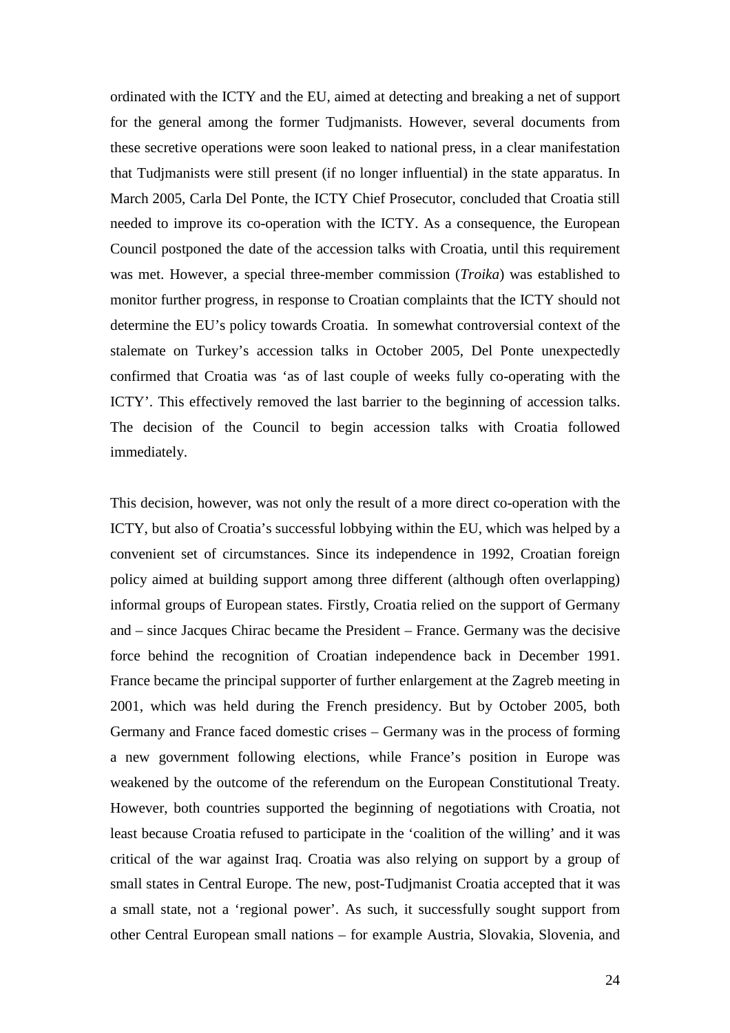ordinated with the ICTY and the EU, aimed at detecting and breaking a net of support for the general among the former Tudjmanists. However, several documents from these secretive operations were soon leaked to national press, in a clear manifestation that Tudjmanists were still present (if no longer influential) in the state apparatus. In March 2005, Carla Del Ponte, the ICTY Chief Prosecutor, concluded that Croatia still needed to improve its co-operation with the ICTY. As a consequence, the European Council postponed the date of the accession talks with Croatia, until this requirement was met. However, a special three-member commission (*Troika*) was established to monitor further progress, in response to Croatian complaints that the ICTY should not determine the EU's policy towards Croatia. In somewhat controversial context of the stalemate on Turkey's accession talks in October 2005, Del Ponte unexpectedly confirmed that Croatia was 'as of last couple of weeks fully co-operating with the ICTY'. This effectively removed the last barrier to the beginning of accession talks. The decision of the Council to begin accession talks with Croatia followed immediately.

This decision, however, was not only the result of a more direct co-operation with the ICTY, but also of Croatia's successful lobbying within the EU, which was helped by a convenient set of circumstances. Since its independence in 1992, Croatian foreign policy aimed at building support among three different (although often overlapping) informal groups of European states. Firstly, Croatia relied on the support of Germany and – since Jacques Chirac became the President – France. Germany was the decisive force behind the recognition of Croatian independence back in December 1991. France became the principal supporter of further enlargement at the Zagreb meeting in 2001, which was held during the French presidency. But by October 2005, both Germany and France faced domestic crises – Germany was in the process of forming a new government following elections, while France's position in Europe was weakened by the outcome of the referendum on the European Constitutional Treaty. However, both countries supported the beginning of negotiations with Croatia, not least because Croatia refused to participate in the 'coalition of the willing' and it was critical of the war against Iraq. Croatia was also relying on support by a group of small states in Central Europe. The new, post-Tudjmanist Croatia accepted that it was a small state, not a 'regional power'. As such, it successfully sought support from other Central European small nations – for example Austria, Slovakia, Slovenia, and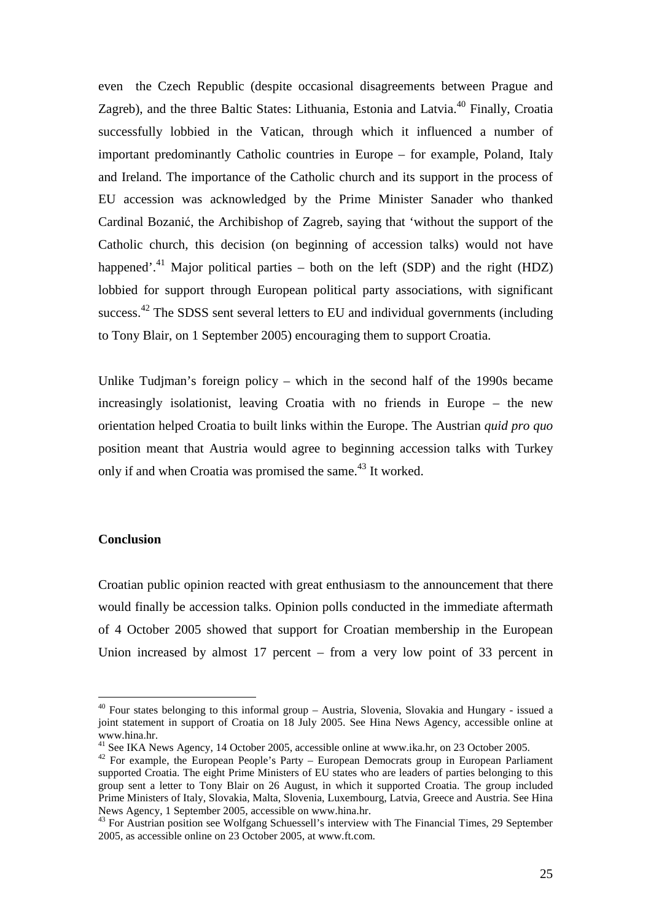even the Czech Republic (despite occasional disagreements between Prague and Zagreb), and the three Baltic States: Lithuania, Estonia and Latvia.[40] Finally, Croatia successfully lobbied in the Vatican, through which it influenced a number of important predominantly Catholic countries in Europe – for example, Poland, Italy and Ireland. The importance of the Catholic church and its support in the process of EU accession was acknowledged by the Prime Minister Sanader who thanked Cardinal Bozanić, the Archibishop of Zagreb, saying that 'without the support of the Catholic church, this decision (on beginning of accession talks) would not have happened'.[41] Major political parties – both on the left (SDP) and the right (HDZ) lobbied for support through European political party associations, with significant success.[42] The SDSS sent several letters to EU and individual governments (including to Tony Blair, on 1 September 2005) encouraging them to support Croatia.

Unlike Tudjman's foreign policy – which in the second half of the 1990s became increasingly isolationist, leaving Croatia with no friends in Europe – the new orientation helped Croatia to built links within the Europe. The Austrian *quid pro quo* position meant that Austria would agree to beginning accession talks with Turkey only if and when Croatia was promised the same.[43] It worked.

## Conclusion

Croatian public opinion reacted with great enthusiasm to the announcement that there would finally be accession talks. Opinion polls conducted in the immediate aftermath of 4 October 2005 showed that support for Croatian membership in the European Union increased by almost 17 percent – from a very low point of 33 percent in

---

[40] Four states belonging to this informal group – Austria, Slovenia, Slovakia and Hungary - issued a joint statement in support of Croatia on 18 July 2005. See Hina News Agency, accessible online at www.hina.hr.

[41] See IKA News Agency, 14 October 2005, accessible online at www.ika.hr, on 23 October 2005.

[42] For example, the European People's Party – European Democrats group in European Parliament supported Croatia. The eight Prime Ministers of EU states who are leaders of parties belonging to this group sent a letter to Tony Blair on 26 August, in which it supported Croatia. The group included Prime Ministers of Italy, Slovakia, Malta, Slovenia, Luxembourg, Latvia, Greece and Austria. See Hina News Agency, 1 September 2005, accessible on www.hina.hr.

[43] For Austrian position see Wolfgang Schuessell's interview with The Financial Times, 29 September 2005, as accessible online on 23 October 2005, at www.ft.com.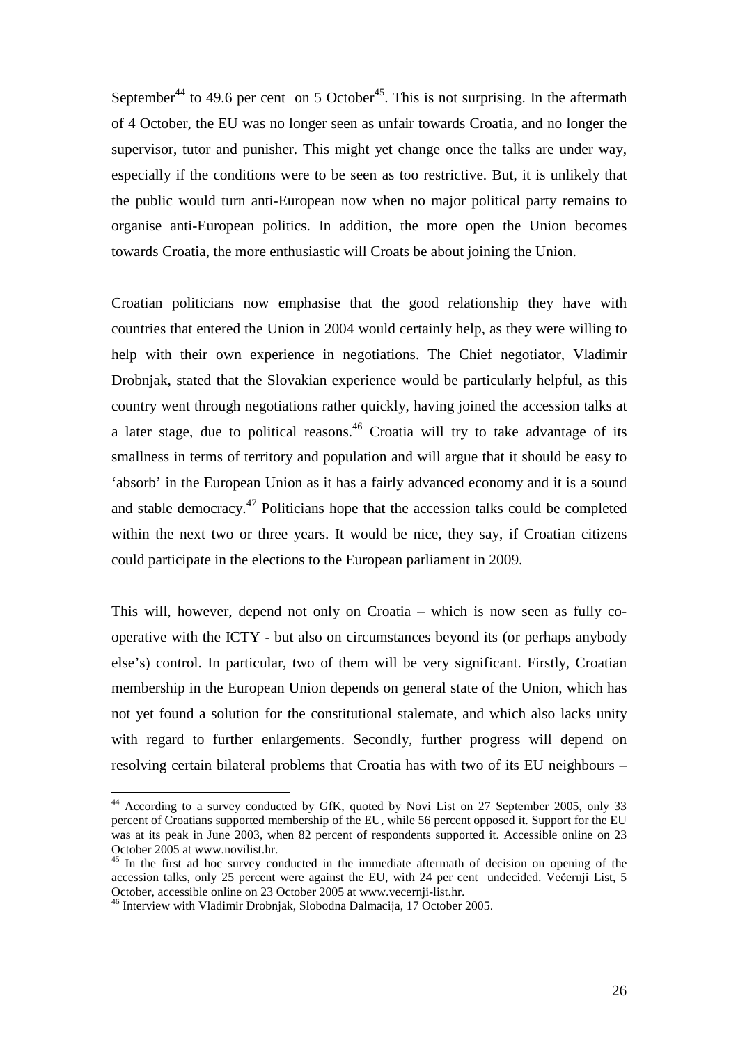September[44] to 49.6 per cent on 5 October[45]. This is not surprising. In the aftermath of 4 October, the EU was no longer seen as unfair towards Croatia, and no longer the supervisor, tutor and punisher. This might yet change once the talks are under way, especially if the conditions were to be seen as too restrictive. But, it is unlikely that the public would turn anti-European now when no major political party remains to organise anti-European politics. In addition, the more open the Union becomes towards Croatia, the more enthusiastic will Croats be about joining the Union.

Croatian politicians now emphasise that the good relationship they have with countries that entered the Union in 2004 would certainly help, as they were willing to help with their own experience in negotiations. The Chief negotiator, Vladimir Drobnjak, stated that the Slovakian experience would be particularly helpful, as this country went through negotiations rather quickly, having joined the accession talks at a later stage, due to political reasons.[46] Croatia will try to take advantage of its smallness in terms of territory and population and will argue that it should be easy to 'absorb' in the European Union as it has a fairly advanced economy and it is a sound and stable democracy.[47] Politicians hope that the accession talks could be completed within the next two or three years. It would be nice, they say, if Croatian citizens could participate in the elections to the European parliament in 2009.

This will, however, depend not only on Croatia – which is now seen as fully co-operative with the ICTY - but also on circumstances beyond its (or perhaps anybody else's) control. In particular, two of them will be very significant. Firstly, Croatian membership in the European Union depends on general state of the Union, which has not yet found a solution for the constitutional stalemate, and which also lacks unity with regard to further enlargements. Secondly, further progress will depend on resolving certain bilateral problems that Croatia has with two of its EU neighbours –

---

[44] According to a survey conducted by GfK, quoted by Novi List on 27 September 2005, only 33 percent of Croatians supported membership of the EU, while 56 percent opposed it. Support for the EU was at its peak in June 2003, when 82 percent of respondents supported it. Accessible online on 23 October 2005 at www.novilist.hr.

[45] In the first ad hoc survey conducted in the immediate aftermath of decision on opening of the accession talks, only 25 percent were against the EU, with 24 per cent undecided. Večernji List, 5 October, accessible online on 23 October 2005 at www.vecernji-list.hr.

[46] Interview with Vladimir Drobnjak, Slobodna Dalmacija, 17 October 2005.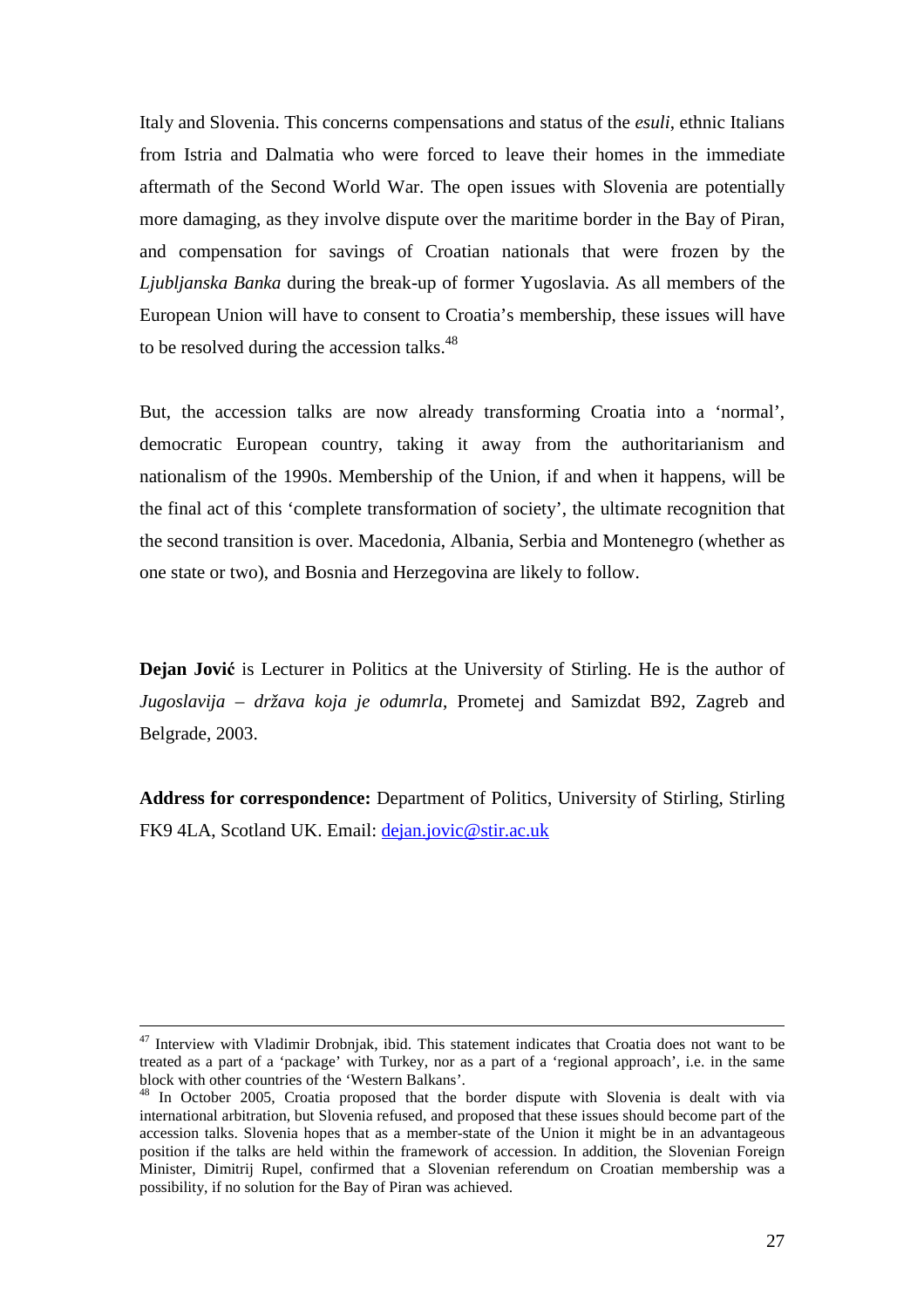Italy and Slovenia. This concerns compensations and status of the *esuli*, ethnic Italians from Istria and Dalmatia who were forced to leave their homes in the immediate aftermath of the Second World War. The open issues with Slovenia are potentially more damaging, as they involve dispute over the maritime border in the Bay of Piran, and compensation for savings of Croatian nationals that were frozen by the *Ljubljanska Banka* during the break-up of former Yugoslavia. As all members of the European Union will have to consent to Croatia's membership, these issues will have to be resolved during the accession talks.[48]

But, the accession talks are now already transforming Croatia into a 'normal', democratic European country, taking it away from the authoritarianism and nationalism of the 1990s. Membership of the Union, if and when it happens, will be the final act of this 'complete transformation of society', the ultimate recognition that the second transition is over. Macedonia, Albania, Serbia and Montenegro (whether as one state or two), and Bosnia and Herzegovina are likely to follow.

**Dejan Jović** is Lecturer in Politics at the University of Stirling. He is the author of *Jugoslavija – država koja je odumrla*, Prometej and Samizdat B92, Zagreb and Belgrade, 2003.

**Address for correspondence:** Department of Politics, University of Stirling, Stirling FK9 4LA, Scotland UK. Email: dejan.jovic@stir.ac.uk

---

[47] Interview with Vladimir Drobnjak, ibid. This statement indicates that Croatia does not want to be treated as a part of a 'package' with Turkey, nor as a part of a 'regional approach', i.e. in the same block with other countries of the 'Western Balkans'.

[48] In October 2005, Croatia proposed that the border dispute with Slovenia is dealt with via international arbitration, but Slovenia refused, and proposed that these issues should become part of the accession talks. Slovenia hopes that as a member-state of the Union it might be in an advantageous position if the talks are held within the framework of accession. In addition, the Slovenian Foreign Minister, Dimitrij Rupel, confirmed that a Slovenian referendum on Croatian membership was a possibility, if no solution for the Bay of Piran was achieved.